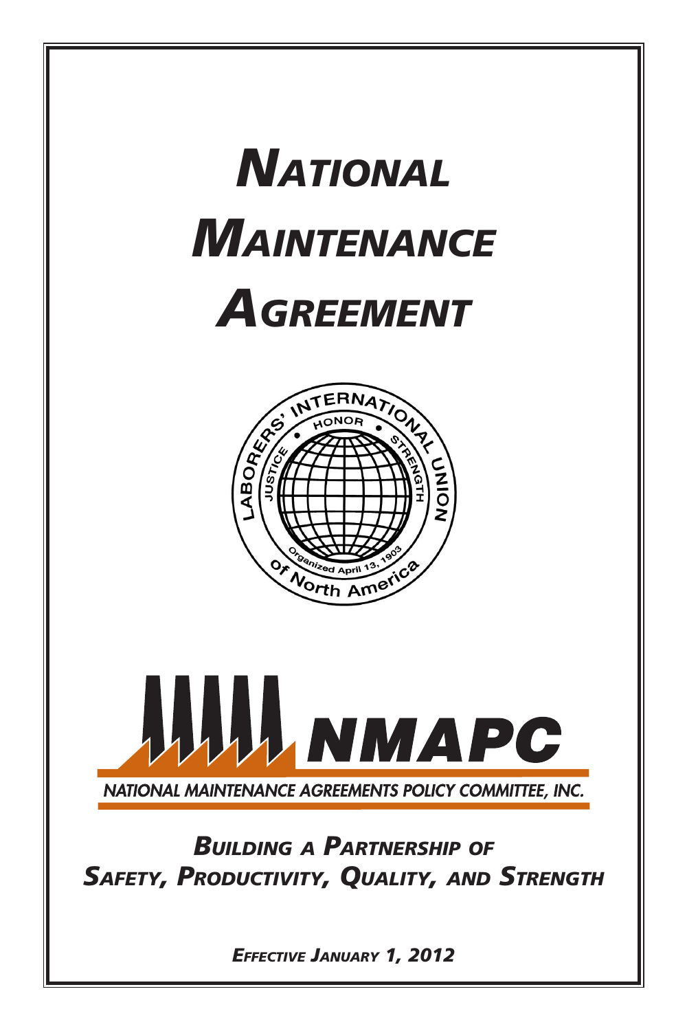# *National Maintenance Agreement*

LABORERS' INTERNATIONAL UNION

HONOR • JUSTICE • STRENGTH

Organized April 13, 1903

of North America

NMAPC

NATIONAL MAINTENANCE AGREEMENTS POLICY COMMITTEE, INC.

## *Building a Partnership of Safety, Productivity, Quality, and Strength*

*Effective January 1, 2012*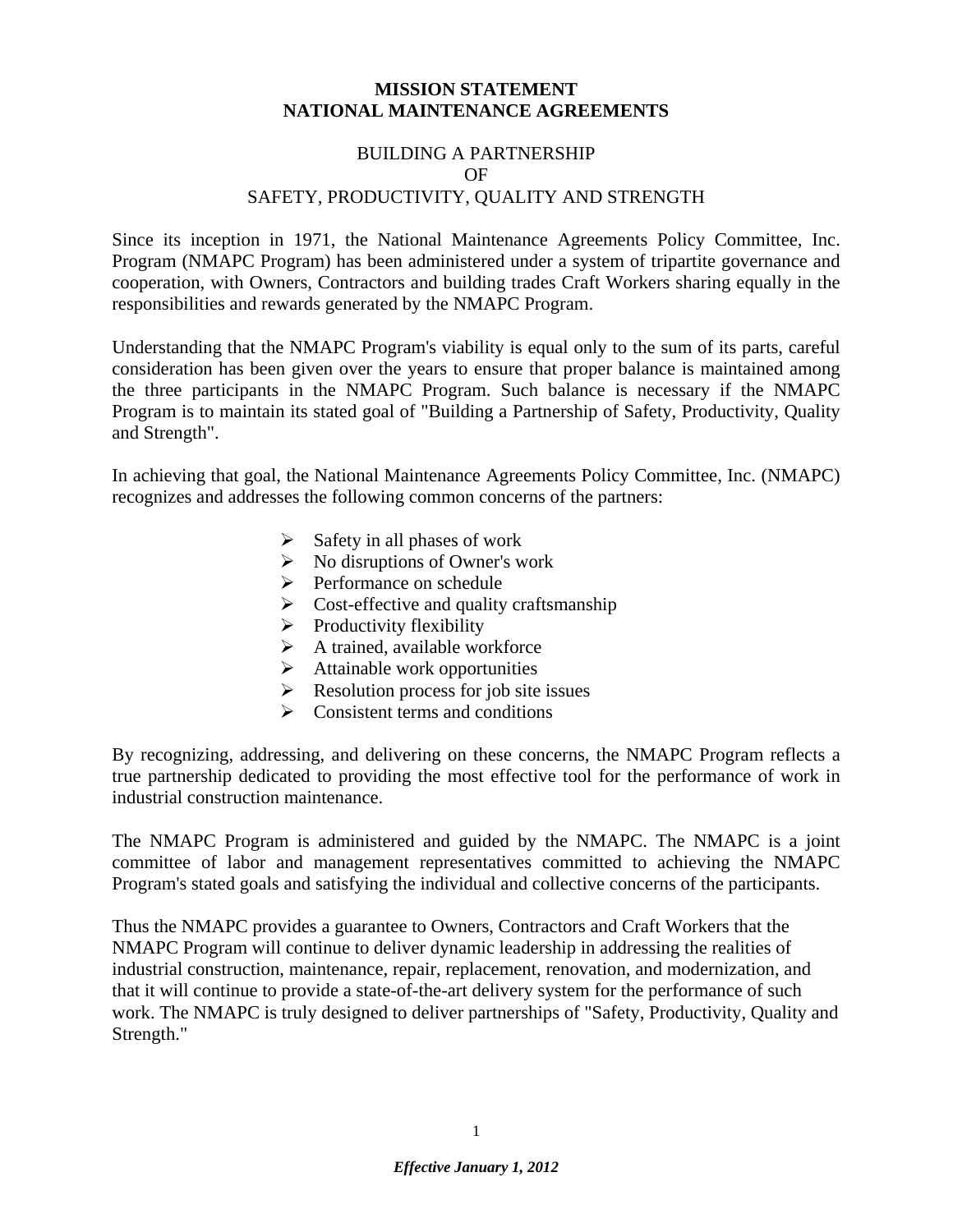# MISSION STATEMENT
# NATIONAL MAINTENANCE AGREEMENTS

## BUILDING A PARTNERSHIP OF SAFETY, PRODUCTIVITY, QUALITY AND STRENGTH

Since its inception in 1971, the National Maintenance Agreements Policy Committee, Inc. Program (NMAPC Program) has been administered under a system of tripartite governance and cooperation, with Owners, Contractors and building trades Craft Workers sharing equally in the responsibilities and rewards generated by the NMAPC Program.

Understanding that the NMAPC Program's viability is equal only to the sum of its parts, careful consideration has been given over the years to ensure that proper balance is maintained among the three participants in the NMAPC Program. Such balance is necessary if the NMAPC Program is to maintain its stated goal of "Building a Partnership of Safety, Productivity, Quality and Strength".

In achieving that goal, the National Maintenance Agreements Policy Committee, Inc. (NMAPC) recognizes and addresses the following common concerns of the partners:

- Safety in all phases of work
- No disruptions of Owner's work
- Performance on schedule
- Cost-effective and quality craftsmanship
- Productivity flexibility
- A trained, available workforce
- Attainable work opportunities
- Resolution process for job site issues
- Consistent terms and conditions

By recognizing, addressing, and delivering on these concerns, the NMAPC Program reflects a true partnership dedicated to providing the most effective tool for the performance of work in industrial construction maintenance.

The NMAPC Program is administered and guided by the NMAPC. The NMAPC is a joint committee of labor and management representatives committed to achieving the NMAPC Program's stated goals and satisfying the individual and collective concerns of the participants.

Thus the NMAPC provides a guarantee to Owners, Contractors and Craft Workers that the NMAPC Program will continue to deliver dynamic leadership in addressing the realities of industrial construction, maintenance, repair, replacement, renovation, and modernization, and that it will continue to provide a state-of-the-art delivery system for the performance of such work. The NMAPC is truly designed to deliver partnerships of "Safety, Productivity, Quality and Strength."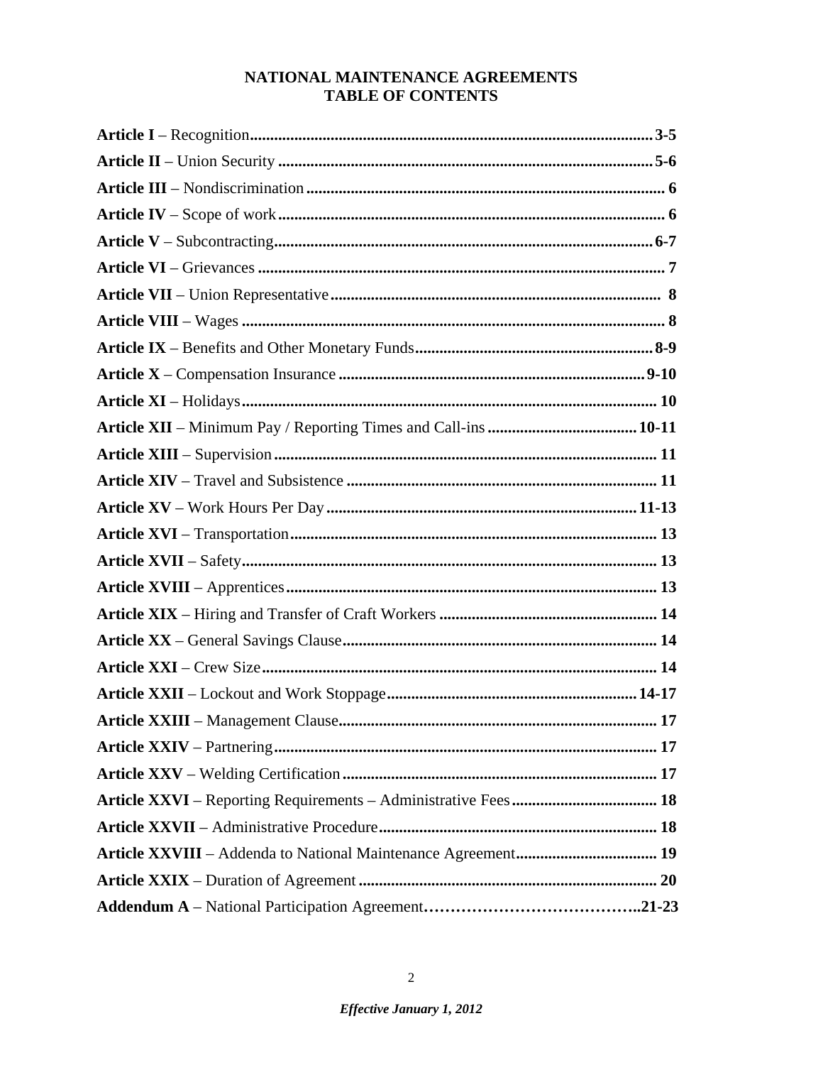# NATIONAL MAINTENANCE AGREEMENTS
## TABLE OF CONTENTS

**Article I** – Recognition.................................................................................................**3-5**

**Article II** – Union Security ..........................................................................................**5-6**

**Article III** – Nondiscrimination ....................................................................................... **6**

**Article IV** – Scope of work.............................................................................................. **6**

**Article V** – Subcontracting............................................................................................**6-7**

**Article VI** – Grievances .................................................................................................. **7**

**Article VII** – Union Representative.................................................................................. **8**

**Article VIII** – Wages ....................................................................................................... **8**

**Article IX** – Benefits and Other Monetary Funds.........................................................**8-9**

**Article X** – Compensation Insurance ..........................................................................**9-10**

**Article XI** – Holidays..................................................................................................... **10**

**Article XII** – Minimum Pay / Reporting Times and Call-ins ....................................**10-11**

**Article XIII** – Supervision .............................................................................................. **11**

**Article XIV** – Travel and Subsistence ............................................................................ **11**

**Article XV** – Work Hours Per Day ...........................................................................**11-13**

**Article XVI** – Transportation.......................................................................................... **13**

**Article XVII** – Safety...................................................................................................... **13**

**Article XVIII** – Apprentices........................................................................................... **13**

**Article XIX** – Hiring and Transfer of Craft Workers ..................................................... **14**

**Article XX** – General Savings Clause............................................................................. **14**

**Article XXI** – Crew Size................................................................................................. **14**

**Article XXII** – Lockout and Work Stoppage............................................................**14-17**

**Article XXIII** – Management Clause.............................................................................. **17**

**Article XXIV** – Partnering............................................................................................... **17**

**Article XXV** – Welding Certification ............................................................................. **17**

**Article XXVI** – Reporting Requirements – Administrative Fees.................................... **18**

**Article XXVII** – Administrative Procedure..................................................................... **18**

**Article XXVIII** – Addenda to National Maintenance Agreement................................... **19**

**Article XXIX** – Duration of Agreement ......................................................................... **20**

**Addendum A** – National Participation Agreement…………………………………..**21-23**

***Effective January 1, 2012***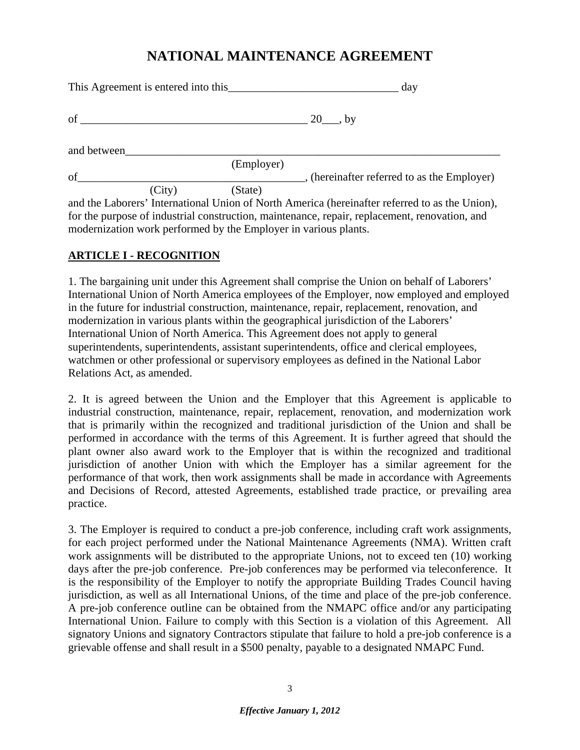# NATIONAL MAINTENANCE AGREEMENT

This Agreement is entered into this______________________________ day

of ________________________________________ 20___, by

and between______________________________________________________________________
(Employer)

of________________________________________, (hereinafter referred to as the Employer)
(City) (State)

and the Laborers' International Union of North America (hereinafter referred to as the Union), for the purpose of industrial construction, maintenance, repair, replacement, renovation, and modernization work performed by the Employer in various plants.

## ARTICLE I - RECOGNITION

1. The bargaining unit under this Agreement shall comprise the Union on behalf of Laborers' International Union of North America employees of the Employer, now employed and employed in the future for industrial construction, maintenance, repair, replacement, renovation, and modernization in various plants within the geographical jurisdiction of the Laborers' International Union of North America. This Agreement does not apply to general superintendents, superintendents, assistant superintendents, office and clerical employees, watchmen or other professional or supervisory employees as defined in the National Labor Relations Act, as amended.

2. It is agreed between the Union and the Employer that this Agreement is applicable to industrial construction, maintenance, repair, replacement, renovation, and modernization work that is primarily within the recognized and traditional jurisdiction of the Union and shall be performed in accordance with the terms of this Agreement. It is further agreed that should the plant owner also award work to the Employer that is within the recognized and traditional jurisdiction of another Union with which the Employer has a similar agreement for the performance of that work, then work assignments shall be made in accordance with Agreements and Decisions of Record, attested Agreements, established trade practice, or prevailing area practice.

3. The Employer is required to conduct a pre-job conference, including craft work assignments, for each project performed under the National Maintenance Agreements (NMA). Written craft work assignments will be distributed to the appropriate Unions, not to exceed ten (10) working days after the pre-job conference. Pre-job conferences may be performed via teleconference. It is the responsibility of the Employer to notify the appropriate Building Trades Council having jurisdiction, as well as all International Unions, of the time and place of the pre-job conference. A pre-job conference outline can be obtained from the NMAPC office and/or any participating International Union. Failure to comply with this Section is a violation of this Agreement. All signatory Unions and signatory Contractors stipulate that failure to hold a pre-job conference is a grievable offense and shall result in a $500 penalty, payable to a designated NMAPC Fund.

*Effective January 1, 2012*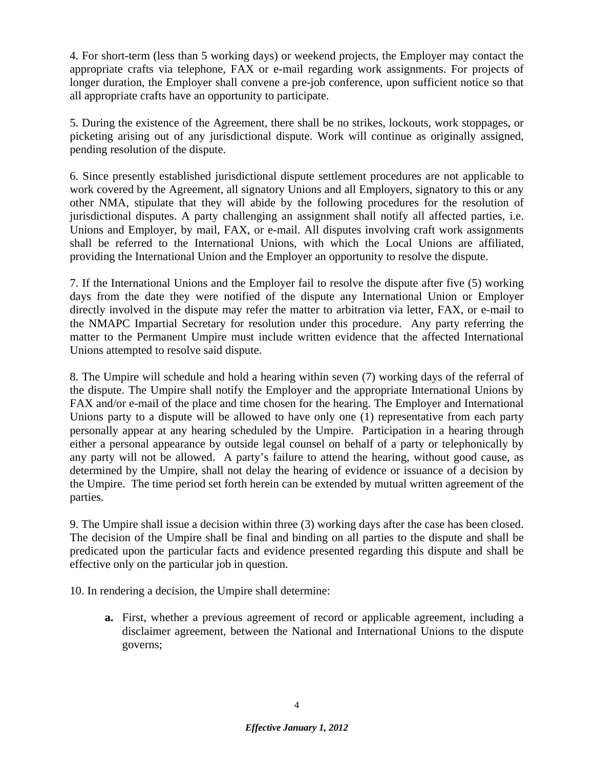4. For short-term (less than 5 working days) or weekend projects, the Employer may contact the appropriate crafts via telephone, FAX or e-mail regarding work assignments. For projects of longer duration, the Employer shall convene a pre-job conference, upon sufficient notice so that all appropriate crafts have an opportunity to participate.

5. During the existence of the Agreement, there shall be no strikes, lockouts, work stoppages, or picketing arising out of any jurisdictional dispute. Work will continue as originally assigned, pending resolution of the dispute.

6. Since presently established jurisdictional dispute settlement procedures are not applicable to work covered by the Agreement, all signatory Unions and all Employers, signatory to this or any other NMA, stipulate that they will abide by the following procedures for the resolution of jurisdictional disputes. A party challenging an assignment shall notify all affected parties, i.e. Unions and Employer, by mail, FAX, or e-mail. All disputes involving craft work assignments shall be referred to the International Unions, with which the Local Unions are affiliated, providing the International Union and the Employer an opportunity to resolve the dispute.

7. If the International Unions and the Employer fail to resolve the dispute after five (5) working days from the date they were notified of the dispute any International Union or Employer directly involved in the dispute may refer the matter to arbitration via letter, FAX, or e-mail to the NMAPC Impartial Secretary for resolution under this procedure. Any party referring the matter to the Permanent Umpire must include written evidence that the affected International Unions attempted to resolve said dispute.

8. The Umpire will schedule and hold a hearing within seven (7) working days of the referral of the dispute. The Umpire shall notify the Employer and the appropriate International Unions by FAX and/or e-mail of the place and time chosen for the hearing. The Employer and International Unions party to a dispute will be allowed to have only one (1) representative from each party personally appear at any hearing scheduled by the Umpire. Participation in a hearing through either a personal appearance by outside legal counsel on behalf of a party or telephonically by any party will not be allowed. A party's failure to attend the hearing, without good cause, as determined by the Umpire, shall not delay the hearing of evidence or issuance of a decision by the Umpire. The time period set forth herein can be extended by mutual written agreement of the parties.

9. The Umpire shall issue a decision within three (3) working days after the case has been closed. The decision of the Umpire shall be final and binding on all parties to the dispute and shall be predicated upon the particular facts and evidence presented regarding this dispute and shall be effective only on the particular job in question.

10. In rendering a decision, the Umpire shall determine:

- **a.** First, whether a previous agreement of record or applicable agreement, including a disclaimer agreement, between the National and International Unions to the dispute governs;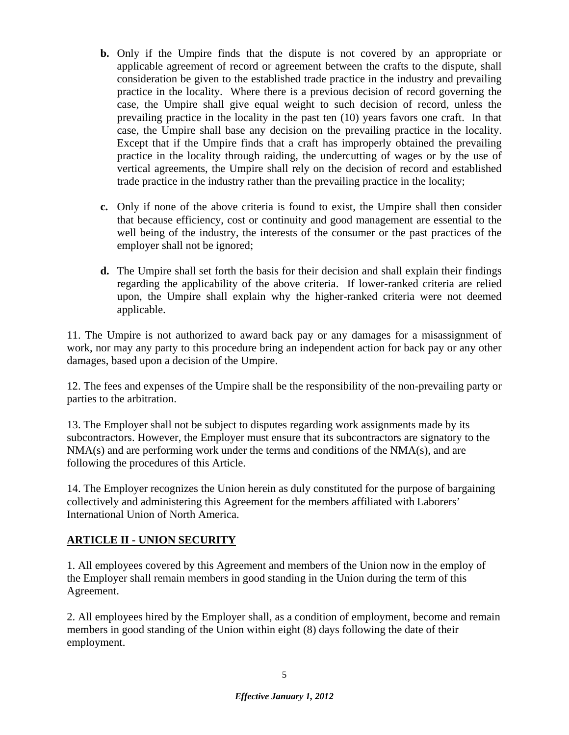**b.** Only if the Umpire finds that the dispute is not covered by an appropriate or applicable agreement of record or agreement between the crafts to the dispute, shall consideration be given to the established trade practice in the industry and prevailing practice in the locality. Where there is a previous decision of record governing the case, the Umpire shall give equal weight to such decision of record, unless the prevailing practice in the locality in the past ten (10) years favors one craft. In that case, the Umpire shall base any decision on the prevailing practice in the locality. Except that if the Umpire finds that a craft has improperly obtained the prevailing practice in the locality through raiding, the undercutting of wages or by the use of vertical agreements, the Umpire shall rely on the decision of record and established trade practice in the industry rather than the prevailing practice in the locality;

**c.** Only if none of the above criteria is found to exist, the Umpire shall then consider that because efficiency, cost or continuity and good management are essential to the well being of the industry, the interests of the consumer or the past practices of the employer shall not be ignored;

**d.** The Umpire shall set forth the basis for their decision and shall explain their findings regarding the applicability of the above criteria. If lower-ranked criteria are relied upon, the Umpire shall explain why the higher-ranked criteria were not deemed applicable.

11. The Umpire is not authorized to award back pay or any damages for a misassignment of work, nor may any party to this procedure bring an independent action for back pay or any other damages, based upon a decision of the Umpire.

12. The fees and expenses of the Umpire shall be the responsibility of the non-prevailing party or parties to the arbitration.

13. The Employer shall not be subject to disputes regarding work assignments made by its subcontractors. However, the Employer must ensure that its subcontractors are signatory to the NMA(s) and are performing work under the terms and conditions of the NMA(s), and are following the procedures of this Article.

14. The Employer recognizes the Union herein as duly constituted for the purpose of bargaining collectively and administering this Agreement for the members affiliated with Laborers' International Union of North America.

## ARTICLE II - UNION SECURITY

1. All employees covered by this Agreement and members of the Union now in the employ of the Employer shall remain members in good standing in the Union during the term of this Agreement.

2. All employees hired by the Employer shall, as a condition of employment, become and remain members in good standing of the Union within eight (8) days following the date of their employment.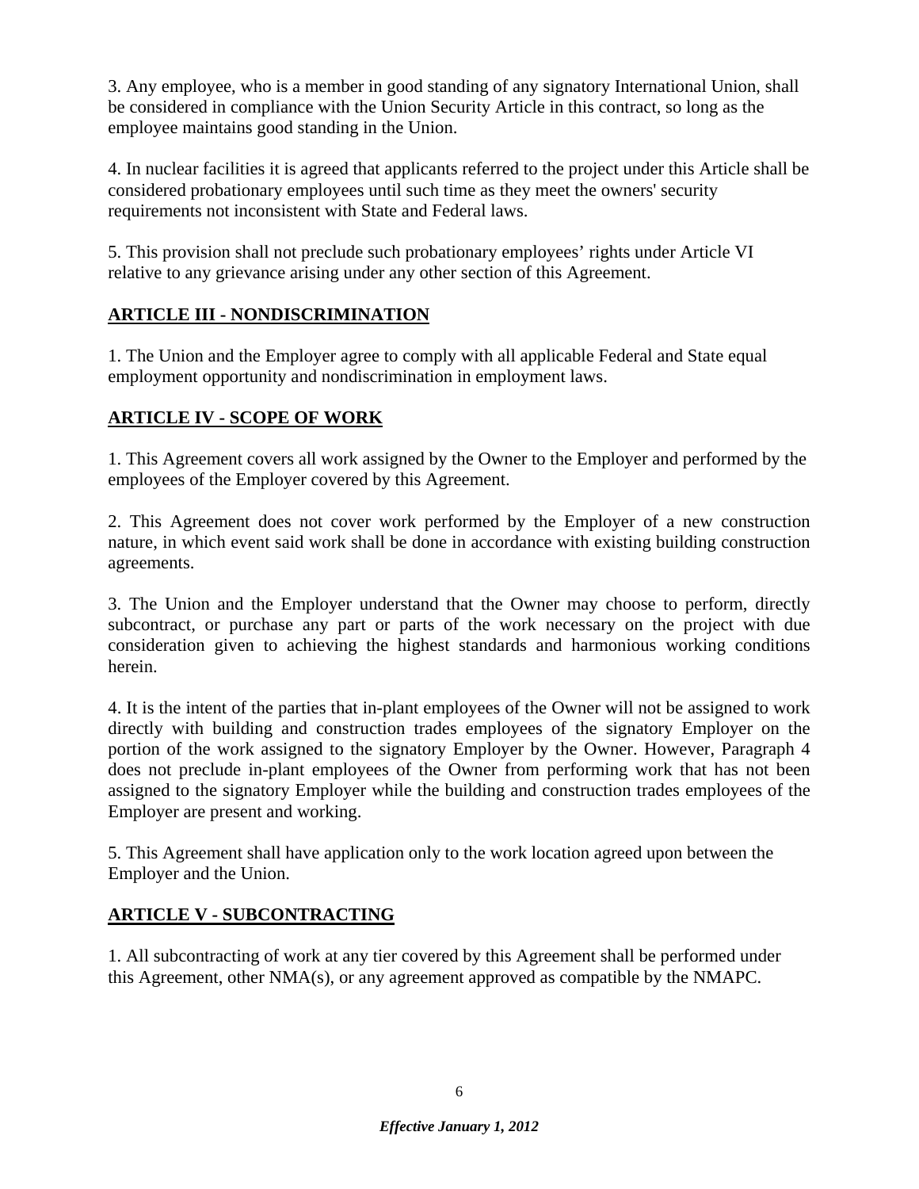3. Any employee, who is a member in good standing of any signatory International Union, shall be considered in compliance with the Union Security Article in this contract, so long as the employee maintains good standing in the Union.

4. In nuclear facilities it is agreed that applicants referred to the project under this Article shall be considered probationary employees until such time as they meet the owners' security requirements not inconsistent with State and Federal laws.

5. This provision shall not preclude such probationary employees' rights under Article VI relative to any grievance arising under any other section of this Agreement.

## ARTICLE III - NONDISCRIMINATION

1. The Union and the Employer agree to comply with all applicable Federal and State equal employment opportunity and nondiscrimination in employment laws.

## ARTICLE IV - SCOPE OF WORK

1. This Agreement covers all work assigned by the Owner to the Employer and performed by the employees of the Employer covered by this Agreement.

2. This Agreement does not cover work performed by the Employer of a new construction nature, in which event said work shall be done in accordance with existing building construction agreements.

3. The Union and the Employer understand that the Owner may choose to perform, directly subcontract, or purchase any part or parts of the work necessary on the project with due consideration given to achieving the highest standards and harmonious working conditions herein.

4. It is the intent of the parties that in-plant employees of the Owner will not be assigned to work directly with building and construction trades employees of the signatory Employer on the portion of the work assigned to the signatory Employer by the Owner. However, Paragraph 4 does not preclude in-plant employees of the Owner from performing work that has not been assigned to the signatory Employer while the building and construction trades employees of the Employer are present and working.

5. This Agreement shall have application only to the work location agreed upon between the Employer and the Union.

## ARTICLE V - SUBCONTRACTING

1. All subcontracting of work at any tier covered by this Agreement shall be performed under this Agreement, other NMA(s), or any agreement approved as compatible by the NMAPC.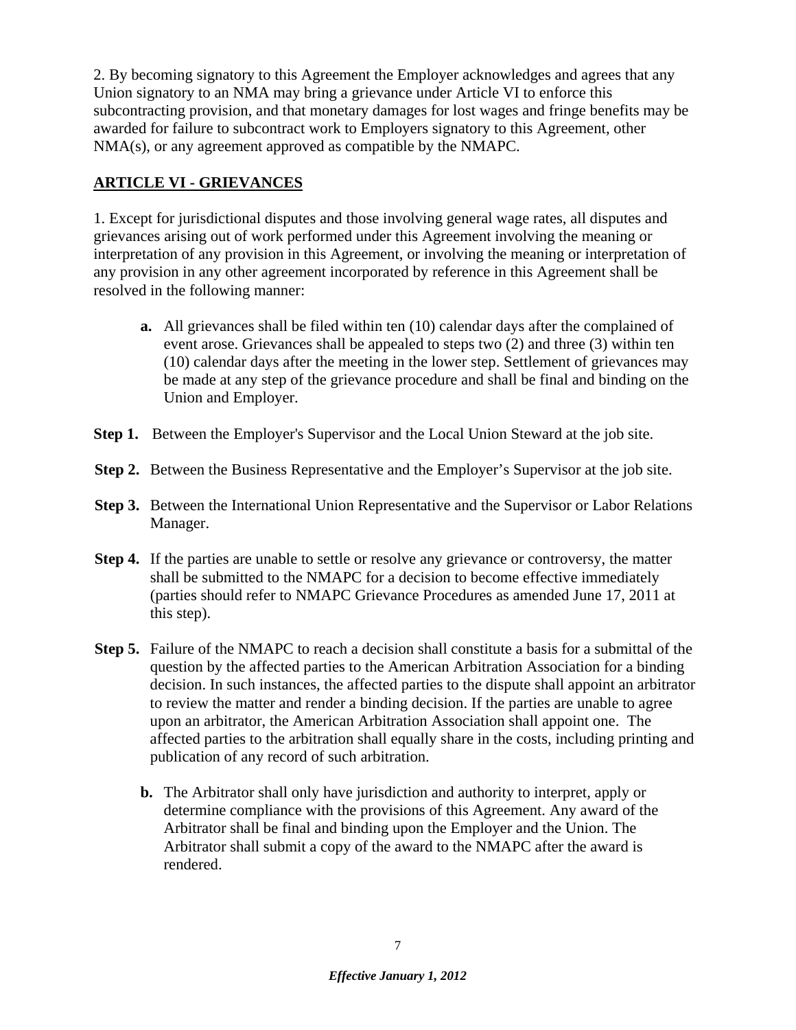2. By becoming signatory to this Agreement the Employer acknowledges and agrees that any Union signatory to an NMA may bring a grievance under Article VI to enforce this subcontracting provision, and that monetary damages for lost wages and fringe benefits may be awarded for failure to subcontract work to Employers signatory to this Agreement, other NMA(s), or any agreement approved as compatible by the NMAPC.

## ARTICLE VI - GRIEVANCES

1. Except for jurisdictional disputes and those involving general wage rates, all disputes and grievances arising out of work performed under this Agreement involving the meaning or interpretation of any provision in this Agreement, or involving the meaning or interpretation of any provision in any other agreement incorporated by reference in this Agreement shall be resolved in the following manner:

**a.** All grievances shall be filed within ten (10) calendar days after the complained of event arose. Grievances shall be appealed to steps two (2) and three (3) within ten (10) calendar days after the meeting in the lower step. Settlement of grievances may be made at any step of the grievance procedure and shall be final and binding on the Union and Employer.

**Step 1.** Between the Employer's Supervisor and the Local Union Steward at the job site.

**Step 2.** Between the Business Representative and the Employer's Supervisor at the job site.

**Step 3.** Between the International Union Representative and the Supervisor or Labor Relations Manager.

**Step 4.** If the parties are unable to settle or resolve any grievance or controversy, the matter shall be submitted to the NMAPC for a decision to become effective immediately (parties should refer to NMAPC Grievance Procedures as amended June 17, 2011 at this step).

**Step 5.** Failure of the NMAPC to reach a decision shall constitute a basis for a submittal of the question by the affected parties to the American Arbitration Association for a binding decision. In such instances, the affected parties to the dispute shall appoint an arbitrator to review the matter and render a binding decision. If the parties are unable to agree upon an arbitrator, the American Arbitration Association shall appoint one. The affected parties to the arbitration shall equally share in the costs, including printing and publication of any record of such arbitration.

**b.** The Arbitrator shall only have jurisdiction and authority to interpret, apply or determine compliance with the provisions of this Agreement. Any award of the Arbitrator shall be final and binding upon the Employer and the Union. The Arbitrator shall submit a copy of the award to the NMAPC after the award is rendered.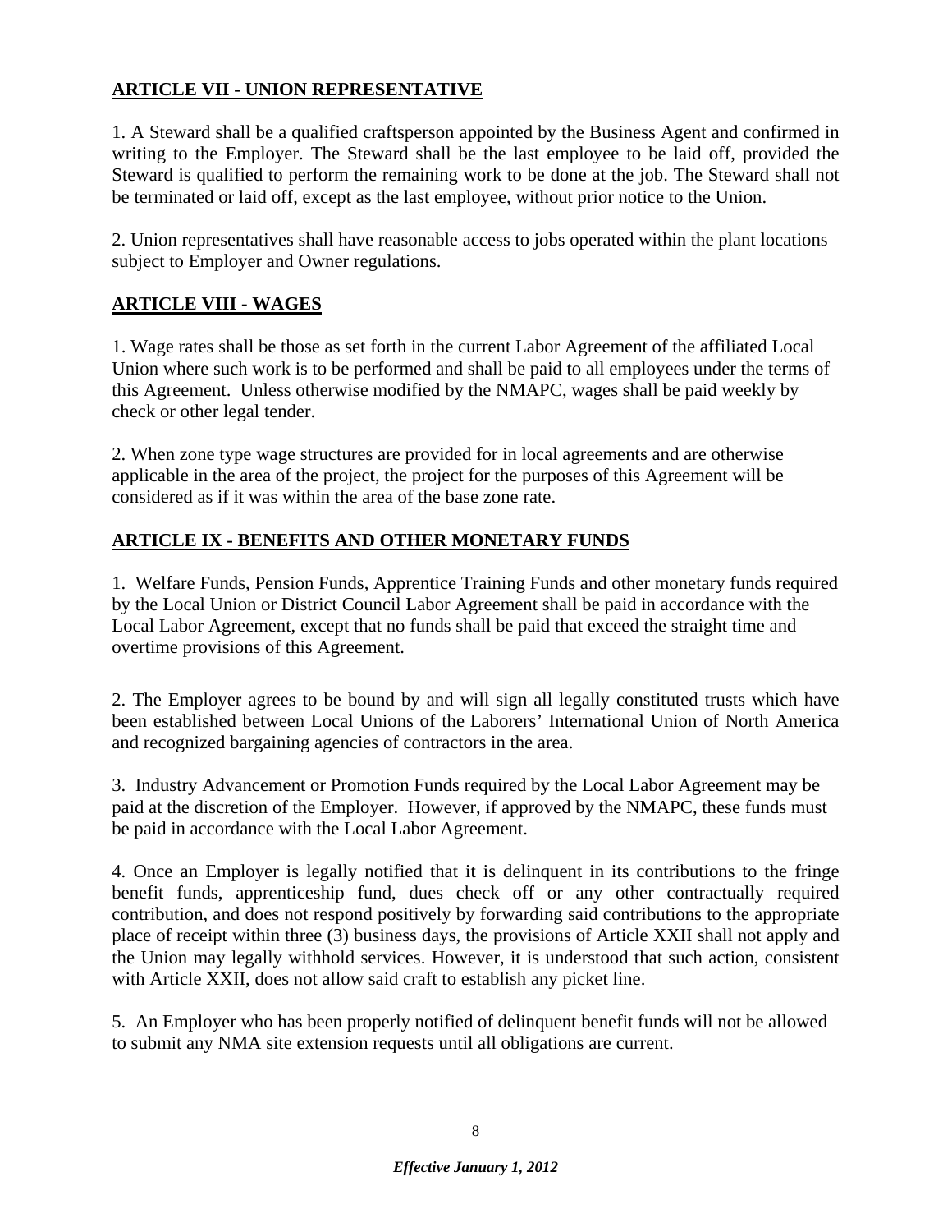## ARTICLE VII - UNION REPRESENTATIVE

1. A Steward shall be a qualified craftsperson appointed by the Business Agent and confirmed in writing to the Employer. The Steward shall be the last employee to be laid off, provided the Steward is qualified to perform the remaining work to be done at the job. The Steward shall not be terminated or laid off, except as the last employee, without prior notice to the Union.

2. Union representatives shall have reasonable access to jobs operated within the plant locations subject to Employer and Owner regulations.

## ARTICLE VIII - WAGES

1. Wage rates shall be those as set forth in the current Labor Agreement of the affiliated Local Union where such work is to be performed and shall be paid to all employees under the terms of this Agreement. Unless otherwise modified by the NMAPC, wages shall be paid weekly by check or other legal tender.

2. When zone type wage structures are provided for in local agreements and are otherwise applicable in the area of the project, the project for the purposes of this Agreement will be considered as if it was within the area of the base zone rate.

## ARTICLE IX - BENEFITS AND OTHER MONETARY FUNDS

1. Welfare Funds, Pension Funds, Apprentice Training Funds and other monetary funds required by the Local Union or District Council Labor Agreement shall be paid in accordance with the Local Labor Agreement, except that no funds shall be paid that exceed the straight time and overtime provisions of this Agreement.

2. The Employer agrees to be bound by and will sign all legally constituted trusts which have been established between Local Unions of the Laborers' International Union of North America and recognized bargaining agencies of contractors in the area.

3. Industry Advancement or Promotion Funds required by the Local Labor Agreement may be paid at the discretion of the Employer. However, if approved by the NMAPC, these funds must be paid in accordance with the Local Labor Agreement.

4. Once an Employer is legally notified that it is delinquent in its contributions to the fringe benefit funds, apprenticeship fund, dues check off or any other contractually required contribution, and does not respond positively by forwarding said contributions to the appropriate place of receipt within three (3) business days, the provisions of Article XXII shall not apply and the Union may legally withhold services. However, it is understood that such action, consistent with Article XXII, does not allow said craft to establish any picket line.

5. An Employer who has been properly notified of delinquent benefit funds will not be allowed to submit any NMA site extension requests until all obligations are current.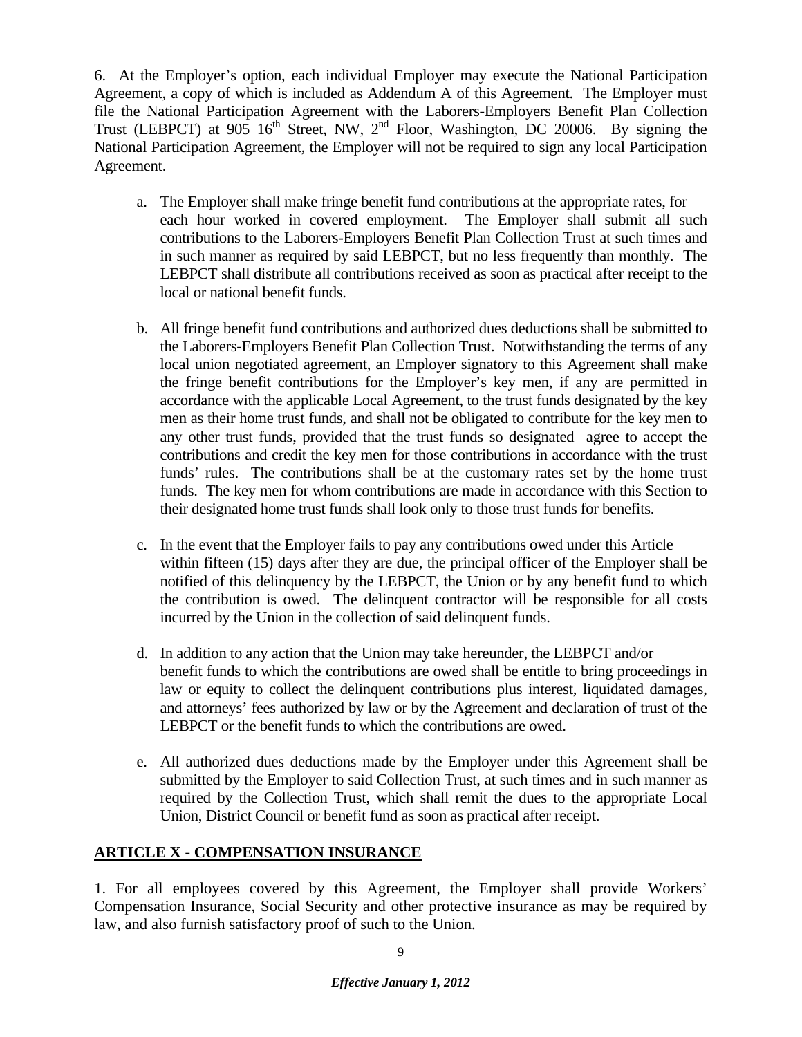6. At the Employer's option, each individual Employer may execute the National Participation Agreement, a copy of which is included as Addendum A of this Agreement. The Employer must file the National Participation Agreement with the Laborers-Employers Benefit Plan Collection Trust (LEBPCT) at 905 16th Street, NW, 2nd Floor, Washington, DC 20006. By signing the National Participation Agreement, the Employer will not be required to sign any local Participation Agreement.

a. The Employer shall make fringe benefit fund contributions at the appropriate rates, for each hour worked in covered employment. The Employer shall submit all such contributions to the Laborers-Employers Benefit Plan Collection Trust at such times and in such manner as required by said LEBPCT, but no less frequently than monthly. The LEBPCT shall distribute all contributions received as soon as practical after receipt to the local or national benefit funds.

b. All fringe benefit fund contributions and authorized dues deductions shall be submitted to the Laborers-Employers Benefit Plan Collection Trust. Notwithstanding the terms of any local union negotiated agreement, an Employer signatory to this Agreement shall make the fringe benefit contributions for the Employer's key men, if any are permitted in accordance with the applicable Local Agreement, to the trust funds designated by the key men as their home trust funds, and shall not be obligated to contribute for the key men to any other trust funds, provided that the trust funds so designated agree to accept the contributions and credit the key men for those contributions in accordance with the trust funds' rules. The contributions shall be at the customary rates set by the home trust funds. The key men for whom contributions are made in accordance with this Section to their designated home trust funds shall look only to those trust funds for benefits.

c. In the event that the Employer fails to pay any contributions owed under this Article within fifteen (15) days after they are due, the principal officer of the Employer shall be notified of this delinquency by the LEBPCT, the Union or by any benefit fund to which the contribution is owed. The delinquent contractor will be responsible for all costs incurred by the Union in the collection of said delinquent funds.

d. In addition to any action that the Union may take hereunder, the LEBPCT and/or benefit funds to which the contributions are owed shall be entitle to bring proceedings in law or equity to collect the delinquent contributions plus interest, liquidated damages, and attorneys' fees authorized by law or by the Agreement and declaration of trust of the LEBPCT or the benefit funds to which the contributions are owed.

e. All authorized dues deductions made by the Employer under this Agreement shall be submitted by the Employer to said Collection Trust, at such times and in such manner as required by the Collection Trust, which shall remit the dues to the appropriate Local Union, District Council or benefit fund as soon as practical after receipt.

## ARTICLE X - COMPENSATION INSURANCE

1. For all employees covered by this Agreement, the Employer shall provide Workers' Compensation Insurance, Social Security and other protective insurance as may be required by law, and also furnish satisfactory proof of such to the Union.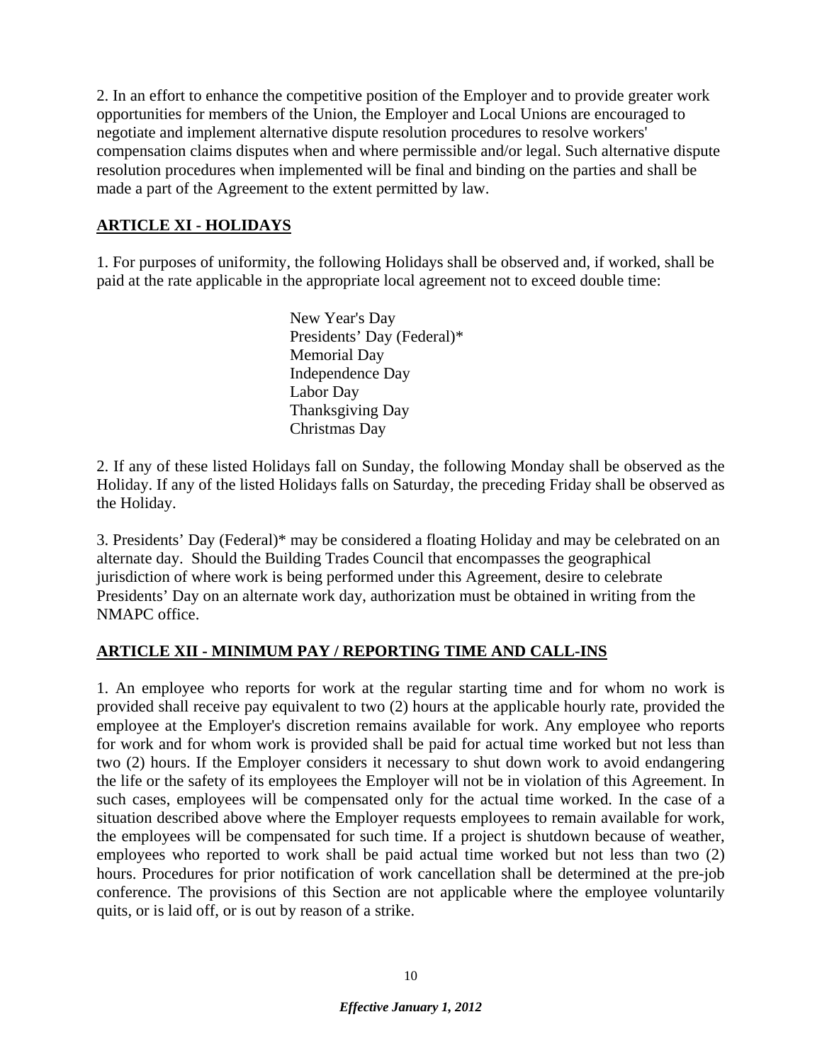2. In an effort to enhance the competitive position of the Employer and to provide greater work opportunities for members of the Union, the Employer and Local Unions are encouraged to negotiate and implement alternative dispute resolution procedures to resolve workers' compensation claims disputes when and where permissible and/or legal. Such alternative dispute resolution procedures when implemented will be final and binding on the parties and shall be made a part of the Agreement to the extent permitted by law.

## ARTICLE XI - HOLIDAYS

1. For purposes of uniformity, the following Holidays shall be observed and, if worked, shall be paid at the rate applicable in the appropriate local agreement not to exceed double time:

New Year's Day
Presidents' Day (Federal)*
Memorial Day
Independence Day
Labor Day
Thanksgiving Day
Christmas Day

2. If any of these listed Holidays fall on Sunday, the following Monday shall be observed as the Holiday. If any of the listed Holidays falls on Saturday, the preceding Friday shall be observed as the Holiday.

3. Presidents' Day (Federal)* may be considered a floating Holiday and may be celebrated on an alternate day. Should the Building Trades Council that encompasses the geographical jurisdiction of where work is being performed under this Agreement, desire to celebrate Presidents' Day on an alternate work day, authorization must be obtained in writing from the NMAPC office.

## ARTICLE XII - MINIMUM PAY / REPORTING TIME AND CALL-INS

1. An employee who reports for work at the regular starting time and for whom no work is provided shall receive pay equivalent to two (2) hours at the applicable hourly rate, provided the employee at the Employer's discretion remains available for work. Any employee who reports for work and for whom work is provided shall be paid for actual time worked but not less than two (2) hours. If the Employer considers it necessary to shut down work to avoid endangering the life or the safety of its employees the Employer will not be in violation of this Agreement. In such cases, employees will be compensated only for the actual time worked. In the case of a situation described above where the Employer requests employees to remain available for work, the employees will be compensated for such time. If a project is shutdown because of weather, employees who reported to work shall be paid actual time worked but not less than two (2) hours. Procedures for prior notification of work cancellation shall be determined at the pre-job conference. The provisions of this Section are not applicable where the employee voluntarily quits, or is laid off, or is out by reason of a strike.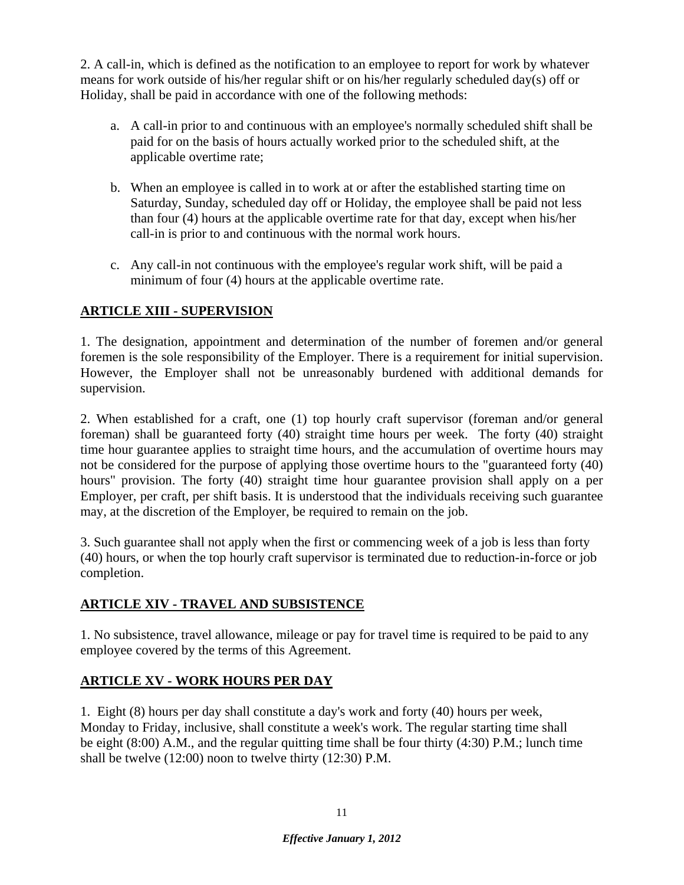2. A call-in, which is defined as the notification to an employee to report for work by whatever means for work outside of his/her regular shift or on his/her regularly scheduled day(s) off or Holiday, shall be paid in accordance with one of the following methods:

a. A call-in prior to and continuous with an employee's normally scheduled shift shall be paid for on the basis of hours actually worked prior to the scheduled shift, at the applicable overtime rate;

b. When an employee is called in to work at or after the established starting time on Saturday, Sunday, scheduled day off or Holiday, the employee shall be paid not less than four (4) hours at the applicable overtime rate for that day, except when his/her call-in is prior to and continuous with the normal work hours.

c. Any call-in not continuous with the employee's regular work shift, will be paid a minimum of four (4) hours at the applicable overtime rate.

## ARTICLE XIII - SUPERVISION

1. The designation, appointment and determination of the number of foremen and/or general foremen is the sole responsibility of the Employer. There is a requirement for initial supervision. However, the Employer shall not be unreasonably burdened with additional demands for supervision.

2. When established for a craft, one (1) top hourly craft supervisor (foreman and/or general foreman) shall be guaranteed forty (40) straight time hours per week. The forty (40) straight time hour guarantee applies to straight time hours, and the accumulation of overtime hours may not be considered for the purpose of applying those overtime hours to the "guaranteed forty (40) hours" provision. The forty (40) straight time hour guarantee provision shall apply on a per Employer, per craft, per shift basis. It is understood that the individuals receiving such guarantee may, at the discretion of the Employer, be required to remain on the job.

3. Such guarantee shall not apply when the first or commencing week of a job is less than forty (40) hours, or when the top hourly craft supervisor is terminated due to reduction-in-force or job completion.

## ARTICLE XIV - TRAVEL AND SUBSISTENCE

1. No subsistence, travel allowance, mileage or pay for travel time is required to be paid to any employee covered by the terms of this Agreement.

## ARTICLE XV - WORK HOURS PER DAY

1. Eight (8) hours per day shall constitute a day's work and forty (40) hours per week, Monday to Friday, inclusive, shall constitute a week's work. The regular starting time shall be eight (8:00) A.M., and the regular quitting time shall be four thirty (4:30) P.M.; lunch time shall be twelve (12:00) noon to twelve thirty (12:30) P.M.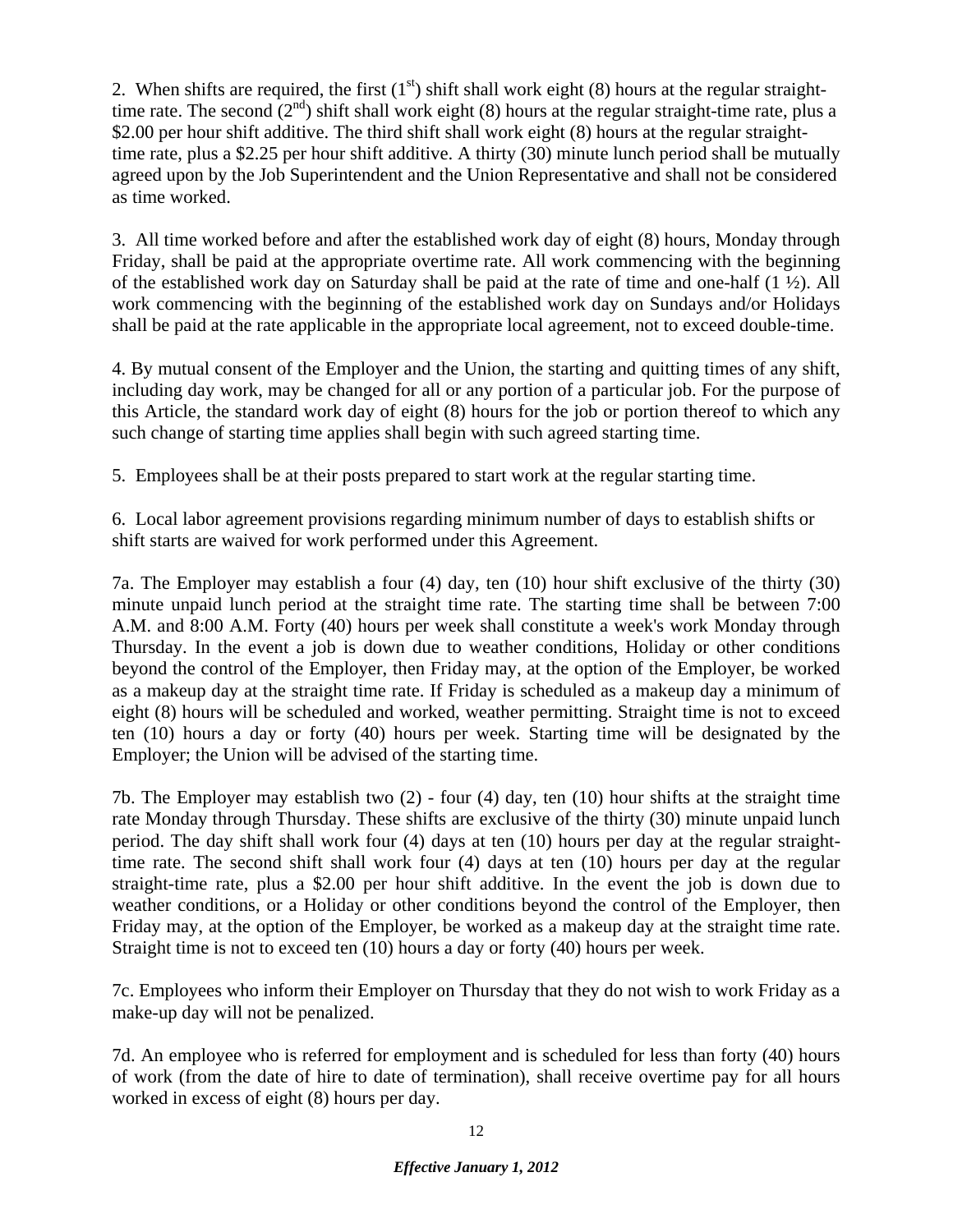2. When shifts are required, the first (1st) shift shall work eight (8) hours at the regular straight-time rate. The second (2nd) shift shall work eight (8) hours at the regular straight-time rate, plus a $2.00 per hour shift additive. The third shift shall work eight (8) hours at the regular straight-time rate, plus a $2.25 per hour shift additive. A thirty (30) minute lunch period shall be mutually agreed upon by the Job Superintendent and the Union Representative and shall not be considered as time worked.

3. All time worked before and after the established work day of eight (8) hours, Monday through Friday, shall be paid at the appropriate overtime rate. All work commencing with the beginning of the established work day on Saturday shall be paid at the rate of time and one-half (1 ½). All work commencing with the beginning of the established work day on Sundays and/or Holidays shall be paid at the rate applicable in the appropriate local agreement, not to exceed double-time.

4. By mutual consent of the Employer and the Union, the starting and quitting times of any shift, including day work, may be changed for all or any portion of a particular job. For the purpose of this Article, the standard work day of eight (8) hours for the job or portion thereof to which any such change of starting time applies shall begin with such agreed starting time.

5. Employees shall be at their posts prepared to start work at the regular starting time.

6. Local labor agreement provisions regarding minimum number of days to establish shifts or shift starts are waived for work performed under this Agreement.

7a. The Employer may establish a four (4) day, ten (10) hour shift exclusive of the thirty (30) minute unpaid lunch period at the straight time rate. The starting time shall be between 7:00 A.M. and 8:00 A.M. Forty (40) hours per week shall constitute a week's work Monday through Thursday. In the event a job is down due to weather conditions, Holiday or other conditions beyond the control of the Employer, then Friday may, at the option of the Employer, be worked as a makeup day at the straight time rate. If Friday is scheduled as a makeup day a minimum of eight (8) hours will be scheduled and worked, weather permitting. Straight time is not to exceed ten (10) hours a day or forty (40) hours per week. Starting time will be designated by the Employer; the Union will be advised of the starting time.

7b. The Employer may establish two (2) - four (4) day, ten (10) hour shifts at the straight time rate Monday through Thursday. These shifts are exclusive of the thirty (30) minute unpaid lunch period. The day shift shall work four (4) days at ten (10) hours per day at the regular straight-time rate. The second shift shall work four (4) days at ten (10) hours per day at the regular straight-time rate, plus a $2.00 per hour shift additive. In the event the job is down due to weather conditions, or a Holiday or other conditions beyond the control of the Employer, then Friday may, at the option of the Employer, be worked as a makeup day at the straight time rate. Straight time is not to exceed ten (10) hours a day or forty (40) hours per week.

7c. Employees who inform their Employer on Thursday that they do not wish to work Friday as a make-up day will not be penalized.

7d. An employee who is referred for employment and is scheduled for less than forty (40) hours of work (from the date of hire to date of termination), shall receive overtime pay for all hours worked in excess of eight (8) hours per day.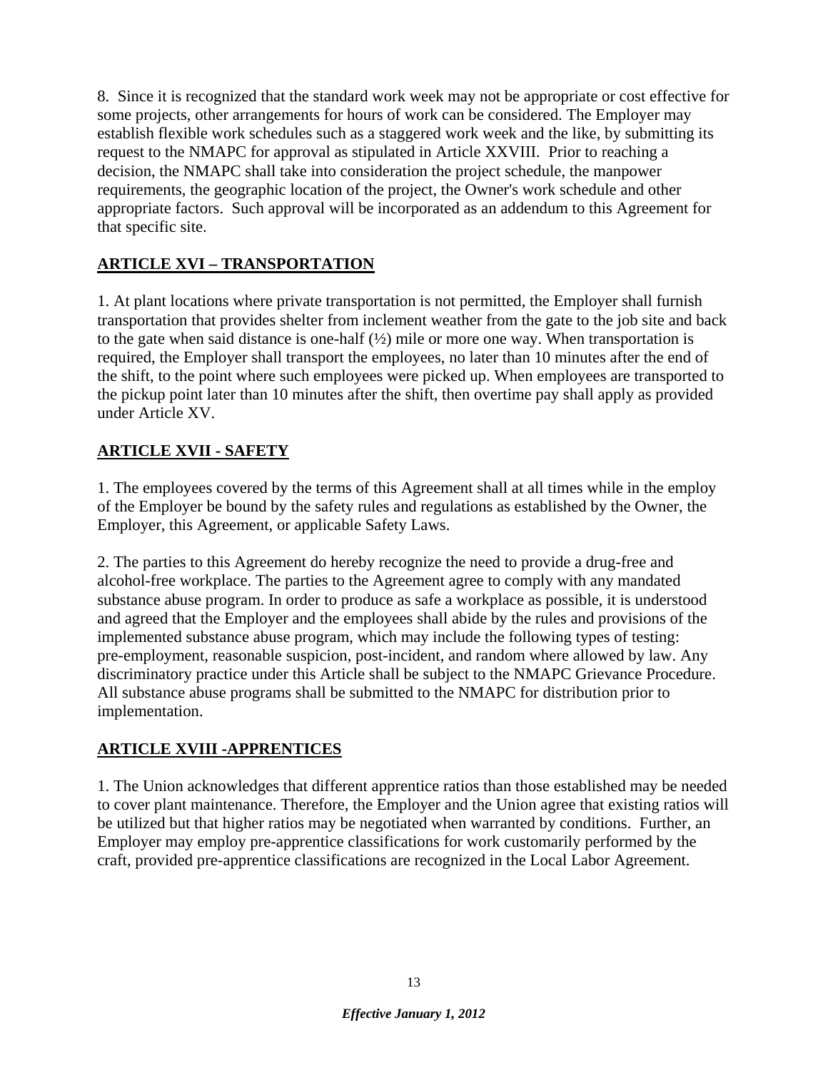8. Since it is recognized that the standard work week may not be appropriate or cost effective for some projects, other arrangements for hours of work can be considered. The Employer may establish flexible work schedules such as a staggered work week and the like, by submitting its request to the NMAPC for approval as stipulated in Article XXVIII. Prior to reaching a decision, the NMAPC shall take into consideration the project schedule, the manpower requirements, the geographic location of the project, the Owner's work schedule and other appropriate factors. Such approval will be incorporated as an addendum to this Agreement for that specific site.

## ARTICLE XVI – TRANSPORTATION

1. At plant locations where private transportation is not permitted, the Employer shall furnish transportation that provides shelter from inclement weather from the gate to the job site and back to the gate when said distance is one-half (½) mile or more one way. When transportation is required, the Employer shall transport the employees, no later than 10 minutes after the end of the shift, to the point where such employees were picked up. When employees are transported to the pickup point later than 10 minutes after the shift, then overtime pay shall apply as provided under Article XV.

## ARTICLE XVII - SAFETY

1. The employees covered by the terms of this Agreement shall at all times while in the employ of the Employer be bound by the safety rules and regulations as established by the Owner, the Employer, this Agreement, or applicable Safety Laws.

2. The parties to this Agreement do hereby recognize the need to provide a drug-free and alcohol-free workplace. The parties to the Agreement agree to comply with any mandated substance abuse program. In order to produce as safe a workplace as possible, it is understood and agreed that the Employer and the employees shall abide by the rules and provisions of the implemented substance abuse program, which may include the following types of testing: pre-employment, reasonable suspicion, post-incident, and random where allowed by law. Any discriminatory practice under this Article shall be subject to the NMAPC Grievance Procedure. All substance abuse programs shall be submitted to the NMAPC for distribution prior to implementation.

## ARTICLE XVIII -APPRENTICES

1. The Union acknowledges that different apprentice ratios than those established may be needed to cover plant maintenance. Therefore, the Employer and the Union agree that existing ratios will be utilized but that higher ratios may be negotiated when warranted by conditions. Further, an Employer may employ pre-apprentice classifications for work customarily performed by the craft, provided pre-apprentice classifications are recognized in the Local Labor Agreement.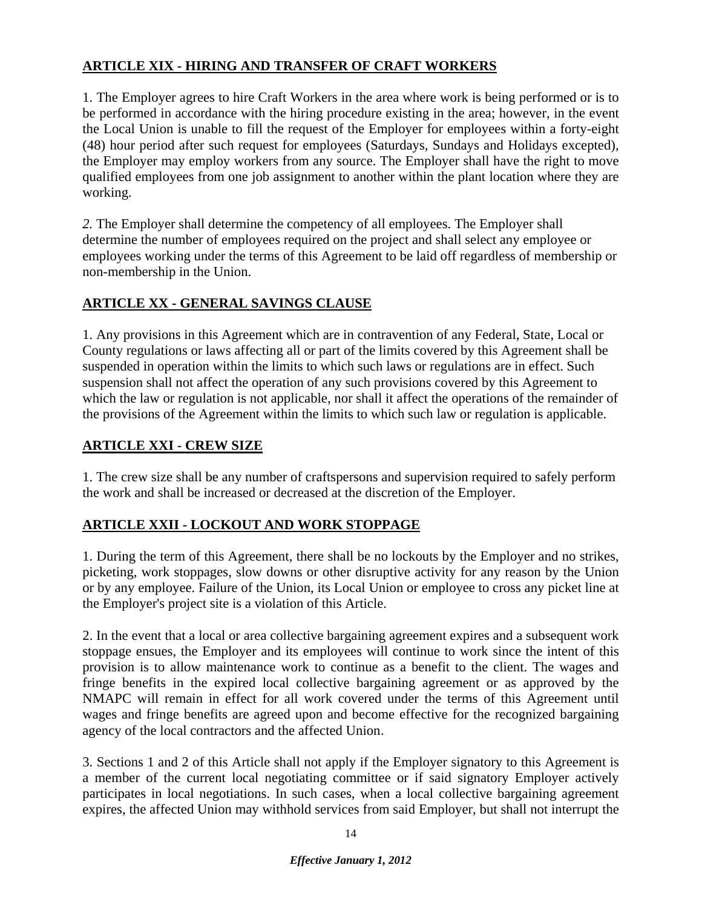## ARTICLE XIX - HIRING AND TRANSFER OF CRAFT WORKERS

1. The Employer agrees to hire Craft Workers in the area where work is being performed or is to be performed in accordance with the hiring procedure existing in the area; however, in the event the Local Union is unable to fill the request of the Employer for employees within a forty-eight (48) hour period after such request for employees (Saturdays, Sundays and Holidays excepted), the Employer may employ workers from any source. The Employer shall have the right to move qualified employees from one job assignment to another within the plant location where they are working.

*2.* The Employer shall determine the competency of all employees. The Employer shall determine the number of employees required on the project and shall select any employee or employees working under the terms of this Agreement to be laid off regardless of membership or non-membership in the Union.

## ARTICLE XX - GENERAL SAVINGS CLAUSE

1. Any provisions in this Agreement which are in contravention of any Federal, State, Local or County regulations or laws affecting all or part of the limits covered by this Agreement shall be suspended in operation within the limits to which such laws or regulations are in effect. Such suspension shall not affect the operation of any such provisions covered by this Agreement to which the law or regulation is not applicable, nor shall it affect the operations of the remainder of the provisions of the Agreement within the limits to which such law or regulation is applicable.

## ARTICLE XXI - CREW SIZE

1. The crew size shall be any number of craftspersons and supervision required to safely perform the work and shall be increased or decreased at the discretion of the Employer.

## ARTICLE XXII - LOCKOUT AND WORK STOPPAGE

1. During the term of this Agreement, there shall be no lockouts by the Employer and no strikes, picketing, work stoppages, slow downs or other disruptive activity for any reason by the Union or by any employee. Failure of the Union, its Local Union or employee to cross any picket line at the Employer's project site is a violation of this Article.

2. In the event that a local or area collective bargaining agreement expires and a subsequent work stoppage ensues, the Employer and its employees will continue to work since the intent of this provision is to allow maintenance work to continue as a benefit to the client. The wages and fringe benefits in the expired local collective bargaining agreement or as approved by the NMAPC will remain in effect for all work covered under the terms of this Agreement until wages and fringe benefits are agreed upon and become effective for the recognized bargaining agency of the local contractors and the affected Union.

3. Sections 1 and 2 of this Article shall not apply if the Employer signatory to this Agreement is a member of the current local negotiating committee or if said signatory Employer actively participates in local negotiations. In such cases, when a local collective bargaining agreement expires, the affected Union may withhold services from said Employer, but shall not interrupt the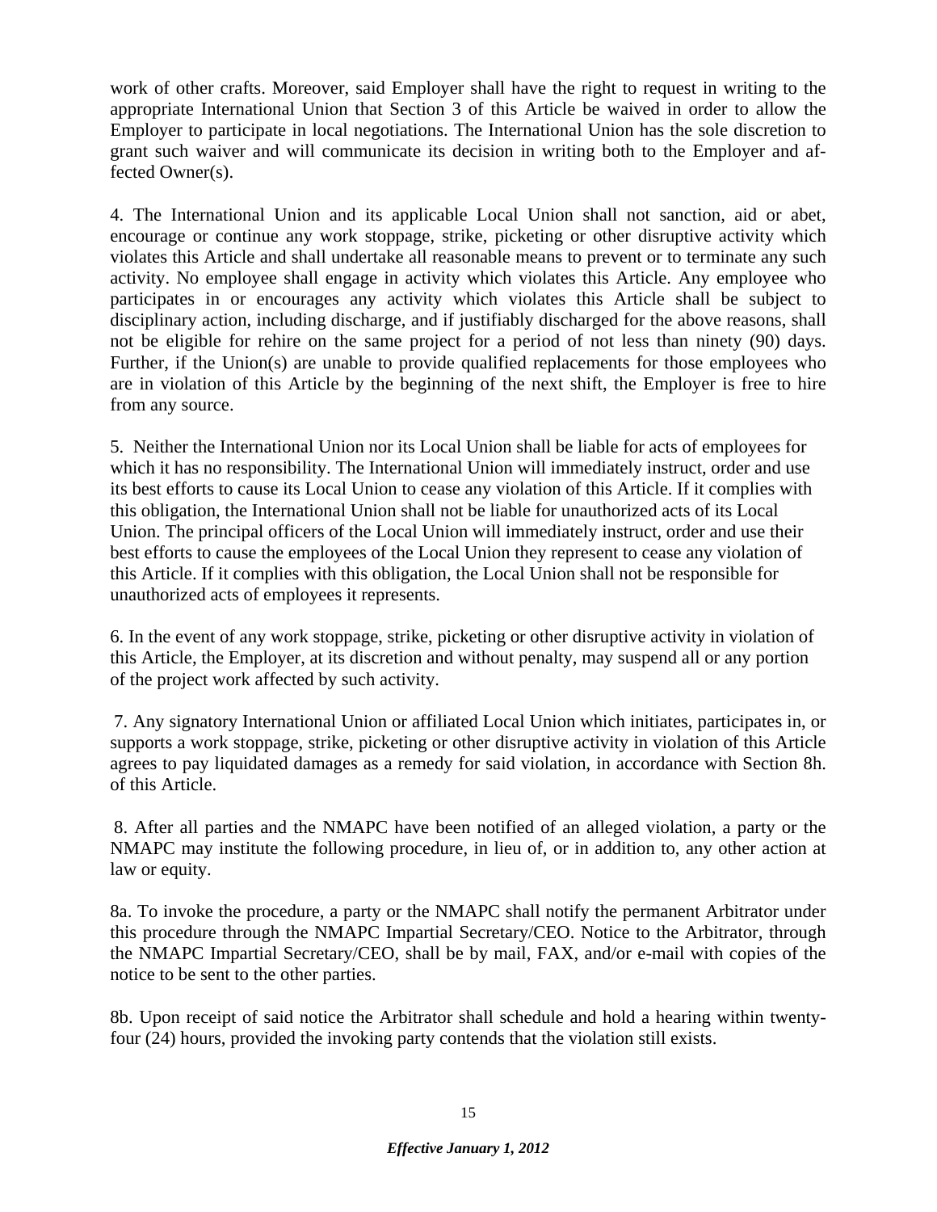work of other crafts. Moreover, said Employer shall have the right to request in writing to the appropriate International Union that Section 3 of this Article be waived in order to allow the Employer to participate in local negotiations. The International Union has the sole discretion to grant such waiver and will communicate its decision in writing both to the Employer and affected Owner(s).

4. The International Union and its applicable Local Union shall not sanction, aid or abet, encourage or continue any work stoppage, strike, picketing or other disruptive activity which violates this Article and shall undertake all reasonable means to prevent or to terminate any such activity. No employee shall engage in activity which violates this Article. Any employee who participates in or encourages any activity which violates this Article shall be subject to disciplinary action, including discharge, and if justifiably discharged for the above reasons, shall not be eligible for rehire on the same project for a period of not less than ninety (90) days. Further, if the Union(s) are unable to provide qualified replacements for those employees who are in violation of this Article by the beginning of the next shift, the Employer is free to hire from any source.

5. Neither the International Union nor its Local Union shall be liable for acts of employees for which it has no responsibility. The International Union will immediately instruct, order and use its best efforts to cause its Local Union to cease any violation of this Article. If it complies with this obligation, the International Union shall not be liable for unauthorized acts of its Local Union. The principal officers of the Local Union will immediately instruct, order and use their best efforts to cause the employees of the Local Union they represent to cease any violation of this Article. If it complies with this obligation, the Local Union shall not be responsible for unauthorized acts of employees it represents.

6. In the event of any work stoppage, strike, picketing or other disruptive activity in violation of this Article, the Employer, at its discretion and without penalty, may suspend all or any portion of the project work affected by such activity.

7. Any signatory International Union or affiliated Local Union which initiates, participates in, or supports a work stoppage, strike, picketing or other disruptive activity in violation of this Article agrees to pay liquidated damages as a remedy for said violation, in accordance with Section 8h. of this Article.

8. After all parties and the NMAPC have been notified of an alleged violation, a party or the NMAPC may institute the following procedure, in lieu of, or in addition to, any other action at law or equity.

8a. To invoke the procedure, a party or the NMAPC shall notify the permanent Arbitrator under this procedure through the NMAPC Impartial Secretary/CEO. Notice to the Arbitrator, through the NMAPC Impartial Secretary/CEO, shall be by mail, FAX, and/or e-mail with copies of the notice to be sent to the other parties.

8b. Upon receipt of said notice the Arbitrator shall schedule and hold a hearing within twenty-four (24) hours, provided the invoking party contends that the violation still exists.

*Effective January 1, 2012*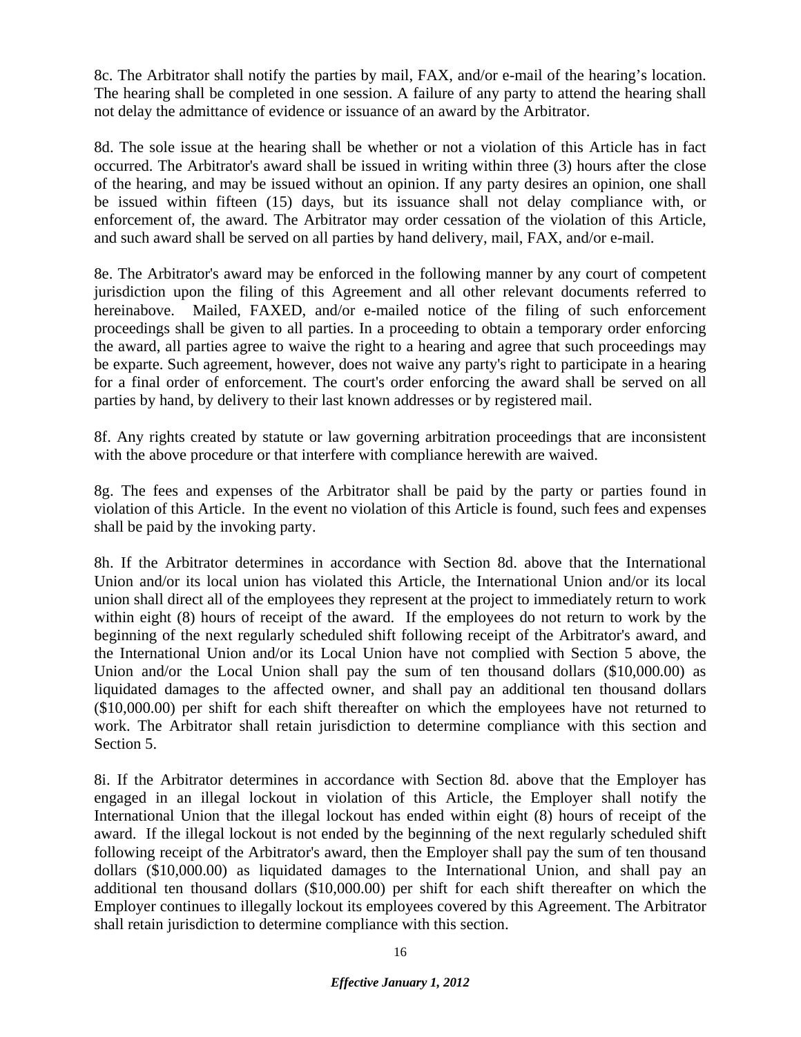8c. The Arbitrator shall notify the parties by mail, FAX, and/or e-mail of the hearing's location. The hearing shall be completed in one session. A failure of any party to attend the hearing shall not delay the admittance of evidence or issuance of an award by the Arbitrator.

8d. The sole issue at the hearing shall be whether or not a violation of this Article has in fact occurred. The Arbitrator's award shall be issued in writing within three (3) hours after the close of the hearing, and may be issued without an opinion. If any party desires an opinion, one shall be issued within fifteen (15) days, but its issuance shall not delay compliance with, or enforcement of, the award. The Arbitrator may order cessation of the violation of this Article, and such award shall be served on all parties by hand delivery, mail, FAX, and/or e-mail.

8e. The Arbitrator's award may be enforced in the following manner by any court of competent jurisdiction upon the filing of this Agreement and all other relevant documents referred to hereinabove. Mailed, FAXED, and/or e-mailed notice of the filing of such enforcement proceedings shall be given to all parties. In a proceeding to obtain a temporary order enforcing the award, all parties agree to waive the right to a hearing and agree that such proceedings may be exparte. Such agreement, however, does not waive any party's right to participate in a hearing for a final order of enforcement. The court's order enforcing the award shall be served on all parties by hand, by delivery to their last known addresses or by registered mail.

8f. Any rights created by statute or law governing arbitration proceedings that are inconsistent with the above procedure or that interfere with compliance herewith are waived.

8g. The fees and expenses of the Arbitrator shall be paid by the party or parties found in violation of this Article. In the event no violation of this Article is found, such fees and expenses shall be paid by the invoking party.

8h. If the Arbitrator determines in accordance with Section 8d. above that the International Union and/or its local union has violated this Article, the International Union and/or its local union shall direct all of the employees they represent at the project to immediately return to work within eight (8) hours of receipt of the award. If the employees do not return to work by the beginning of the next regularly scheduled shift following receipt of the Arbitrator's award, and the International Union and/or its Local Union have not complied with Section 5 above, the Union and/or the Local Union shall pay the sum of ten thousand dollars ($10,000.00) as liquidated damages to the affected owner, and shall pay an additional ten thousand dollars ($10,000.00) per shift for each shift thereafter on which the employees have not returned to work. The Arbitrator shall retain jurisdiction to determine compliance with this section and Section 5.

8i. If the Arbitrator determines in accordance with Section 8d. above that the Employer has engaged in an illegal lockout in violation of this Article, the Employer shall notify the International Union that the illegal lockout has ended within eight (8) hours of receipt of the award. If the illegal lockout is not ended by the beginning of the next regularly scheduled shift following receipt of the Arbitrator's award, then the Employer shall pay the sum of ten thousand dollars ($10,000.00) as liquidated damages to the International Union, and shall pay an additional ten thousand dollars ($10,000.00) per shift for each shift thereafter on which the Employer continues to illegally lockout its employees covered by this Agreement. The Arbitrator shall retain jurisdiction to determine compliance with this section.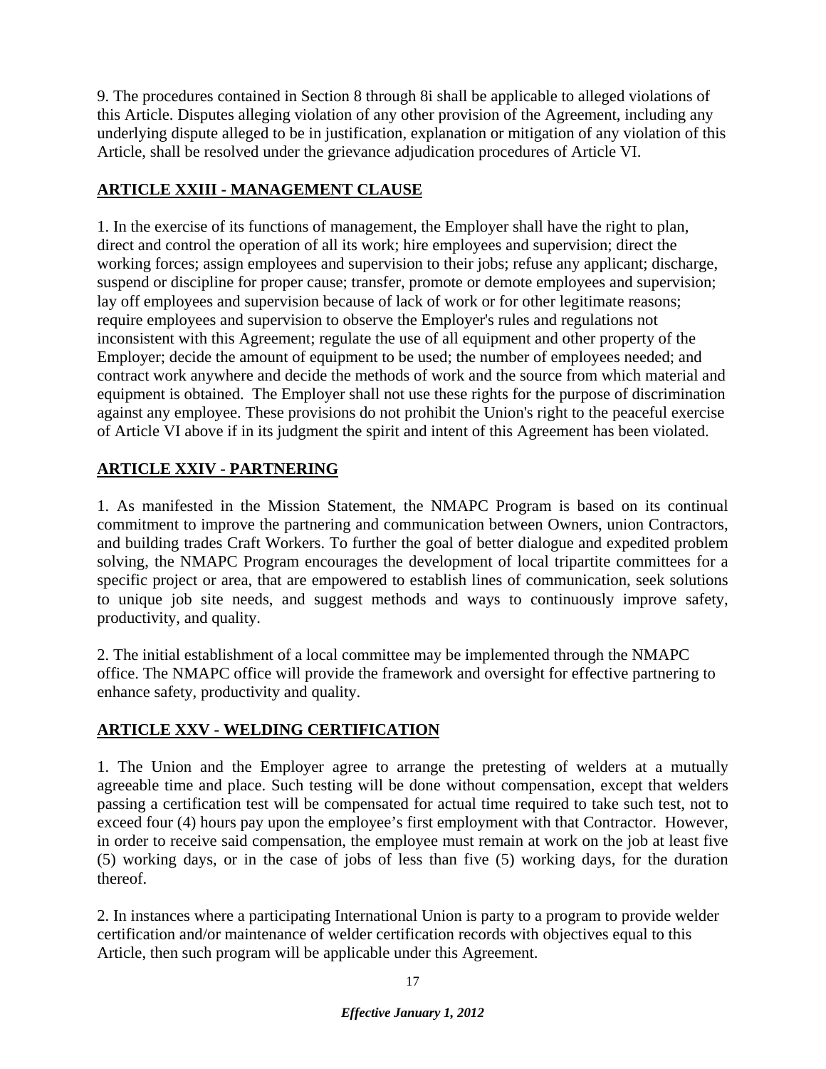9. The procedures contained in Section 8 through 8i shall be applicable to alleged violations of this Article. Disputes alleging violation of any other provision of the Agreement, including any underlying dispute alleged to be in justification, explanation or mitigation of any violation of this Article, shall be resolved under the grievance adjudication procedures of Article VI.

## ARTICLE XXIII - MANAGEMENT CLAUSE

1. In the exercise of its functions of management, the Employer shall have the right to plan, direct and control the operation of all its work; hire employees and supervision; direct the working forces; assign employees and supervision to their jobs; refuse any applicant; discharge, suspend or discipline for proper cause; transfer, promote or demote employees and supervision; lay off employees and supervision because of lack of work or for other legitimate reasons; require employees and supervision to observe the Employer's rules and regulations not inconsistent with this Agreement; regulate the use of all equipment and other property of the Employer; decide the amount of equipment to be used; the number of employees needed; and contract work anywhere and decide the methods of work and the source from which material and equipment is obtained. The Employer shall not use these rights for the purpose of discrimination against any employee. These provisions do not prohibit the Union's right to the peaceful exercise of Article VI above if in its judgment the spirit and intent of this Agreement has been violated.

## ARTICLE XXIV - PARTNERING

1. As manifested in the Mission Statement, the NMAPC Program is based on its continual commitment to improve the partnering and communication between Owners, union Contractors, and building trades Craft Workers. To further the goal of better dialogue and expedited problem solving, the NMAPC Program encourages the development of local tripartite committees for a specific project or area, that are empowered to establish lines of communication, seek solutions to unique job site needs, and suggest methods and ways to continuously improve safety, productivity, and quality.

2. The initial establishment of a local committee may be implemented through the NMAPC office. The NMAPC office will provide the framework and oversight for effective partnering to enhance safety, productivity and quality.

## ARTICLE XXV - WELDING CERTIFICATION

1. The Union and the Employer agree to arrange the pretesting of welders at a mutually agreeable time and place. Such testing will be done without compensation, except that welders passing a certification test will be compensated for actual time required to take such test, not to exceed four (4) hours pay upon the employee's first employment with that Contractor. However, in order to receive said compensation, the employee must remain at work on the job at least five (5) working days, or in the case of jobs of less than five (5) working days, for the duration thereof.

2. In instances where a participating International Union is party to a program to provide welder certification and/or maintenance of welder certification records with objectives equal to this Article, then such program will be applicable under this Agreement.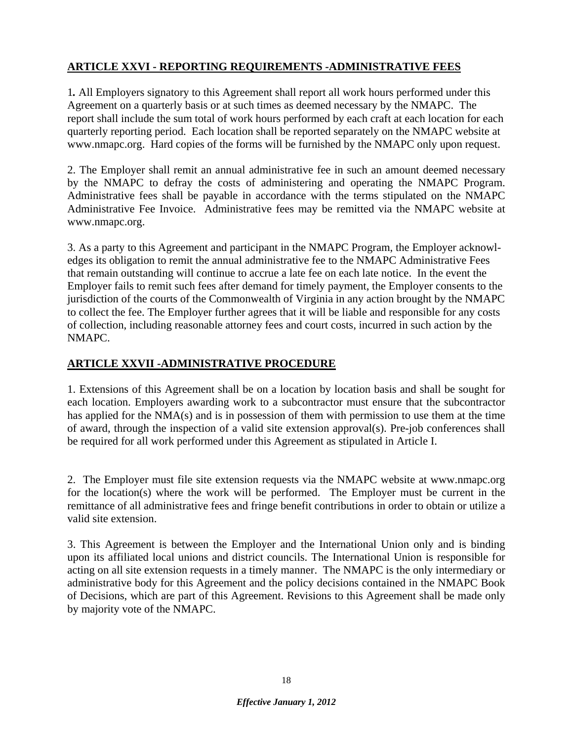## ARTICLE XXVI - REPORTING REQUIREMENTS -ADMINISTRATIVE FEES

1**.** All Employers signatory to this Agreement shall report all work hours performed under this Agreement on a quarterly basis or at such times as deemed necessary by the NMAPC. The report shall include the sum total of work hours performed by each craft at each location for each quarterly reporting period. Each location shall be reported separately on the NMAPC website at www.nmapc.org. Hard copies of the forms will be furnished by the NMAPC only upon request.

2. The Employer shall remit an annual administrative fee in such an amount deemed necessary by the NMAPC to defray the costs of administering and operating the NMAPC Program. Administrative fees shall be payable in accordance with the terms stipulated on the NMAPC Administrative Fee Invoice. Administrative fees may be remitted via the NMAPC website at www.nmapc.org.

3. As a party to this Agreement and participant in the NMAPC Program, the Employer acknowledges its obligation to remit the annual administrative fee to the NMAPC Administrative Fees that remain outstanding will continue to accrue a late fee on each late notice. In the event the Employer fails to remit such fees after demand for timely payment, the Employer consents to the jurisdiction of the courts of the Commonwealth of Virginia in any action brought by the NMAPC to collect the fee. The Employer further agrees that it will be liable and responsible for any costs of collection, including reasonable attorney fees and court costs, incurred in such action by the NMAPC.

## ARTICLE XXVII -ADMINISTRATIVE PROCEDURE

1. Extensions of this Agreement shall be on a location by location basis and shall be sought for each location. Employers awarding work to a subcontractor must ensure that the subcontractor has applied for the NMA(s) and is in possession of them with permission to use them at the time of award, through the inspection of a valid site extension approval(s). Pre-job conferences shall be required for all work performed under this Agreement as stipulated in Article I.

2. The Employer must file site extension requests via the NMAPC website at www.nmapc.org for the location(s) where the work will be performed. The Employer must be current in the remittance of all administrative fees and fringe benefit contributions in order to obtain or utilize a valid site extension.

3. This Agreement is between the Employer and the International Union only and is binding upon its affiliated local unions and district councils. The International Union is responsible for acting on all site extension requests in a timely manner. The NMAPC is the only intermediary or administrative body for this Agreement and the policy decisions contained in the NMAPC Book of Decisions, which are part of this Agreement. Revisions to this Agreement shall be made only by majority vote of the NMAPC.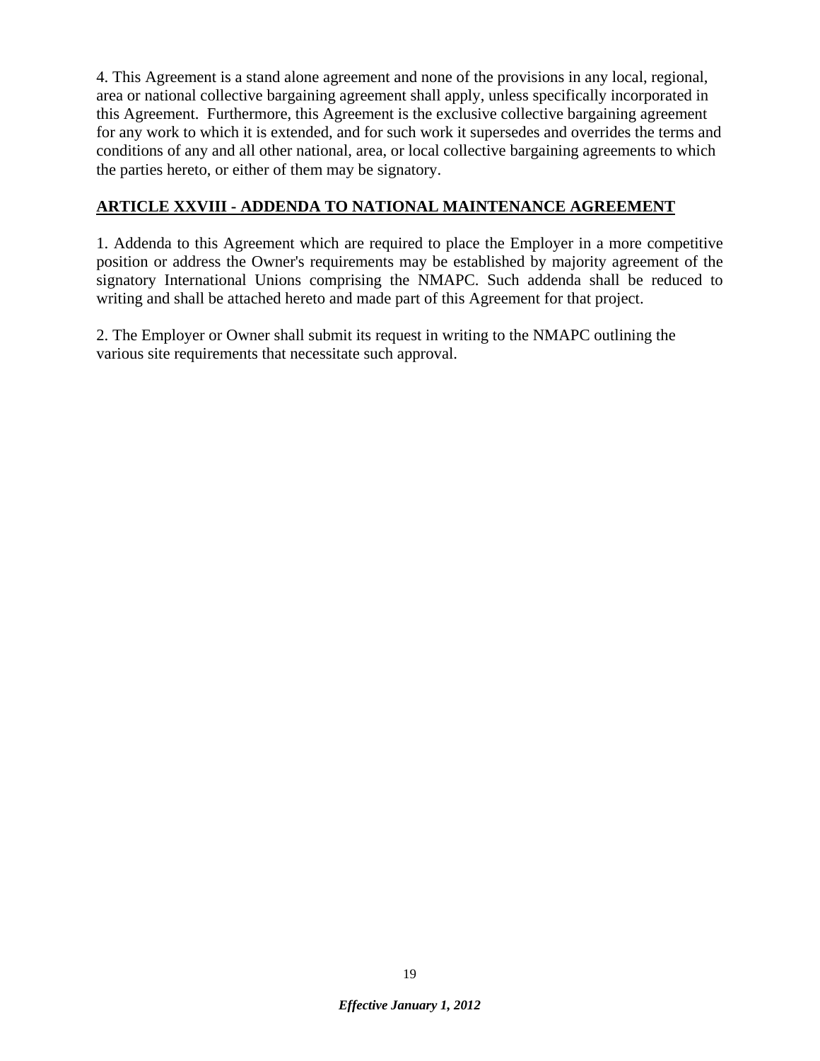4. This Agreement is a stand alone agreement and none of the provisions in any local, regional, area or national collective bargaining agreement shall apply, unless specifically incorporated in this Agreement. Furthermore, this Agreement is the exclusive collective bargaining agreement for any work to which it is extended, and for such work it supersedes and overrides the terms and conditions of any and all other national, area, or local collective bargaining agreements to which the parties hereto, or either of them may be signatory.

## ARTICLE XXVIII - ADDENDA TO NATIONAL MAINTENANCE AGREEMENT

1. Addenda to this Agreement which are required to place the Employer in a more competitive position or address the Owner's requirements may be established by majority agreement of the signatory International Unions comprising the NMAPC. Such addenda shall be reduced to writing and shall be attached hereto and made part of this Agreement for that project.

2. The Employer or Owner shall submit its request in writing to the NMAPC outlining the various site requirements that necessitate such approval.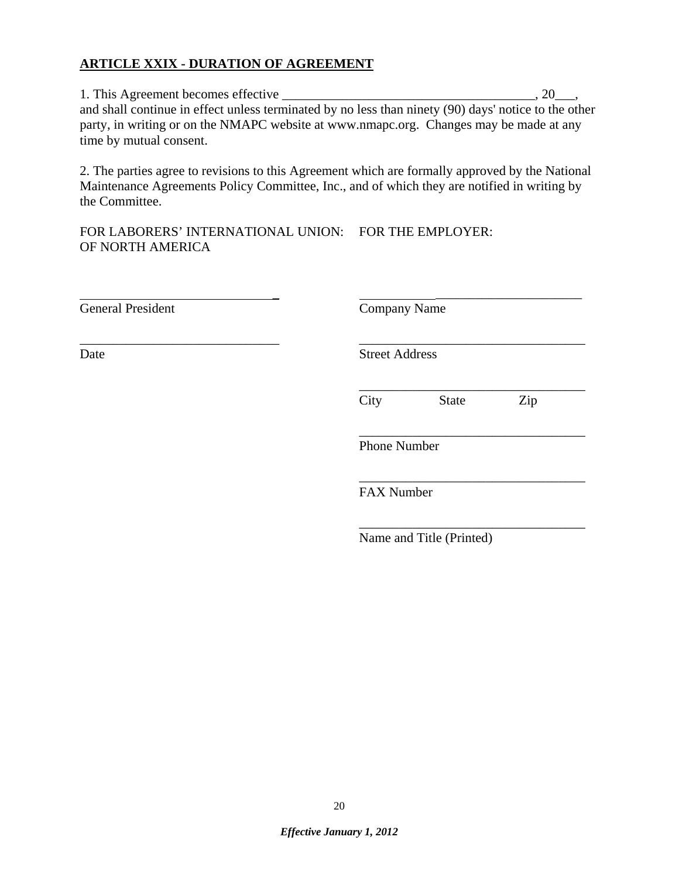**ARTICLE XXIX - DURATION OF AGREEMENT**

1. This Agreement becomes effective _____________________________________, 20___, and shall continue in effect unless terminated by no less than ninety (90) days' notice to the other party, in writing or on the NMAPC website at www.nmapc.org. Changes may be made at any time by mutual consent.

2. The parties agree to revisions to this Agreement which are formally approved by the National Maintenance Agreements Policy Committee, Inc., and of which they are notified in writing by the Committee.

FOR LABORERS' INTERNATIONAL UNION: OF NORTH AMERICA

_______________________________
General President

_______________________________
Date

FOR THE EMPLOYER:

___________________________________
Company Name

___________________________________
Street Address

___________________________________
City State Zip

___________________________________
Phone Number

___________________________________
FAX Number

___________________________________
Name and Title (Printed)

*Effective January 1, 2012*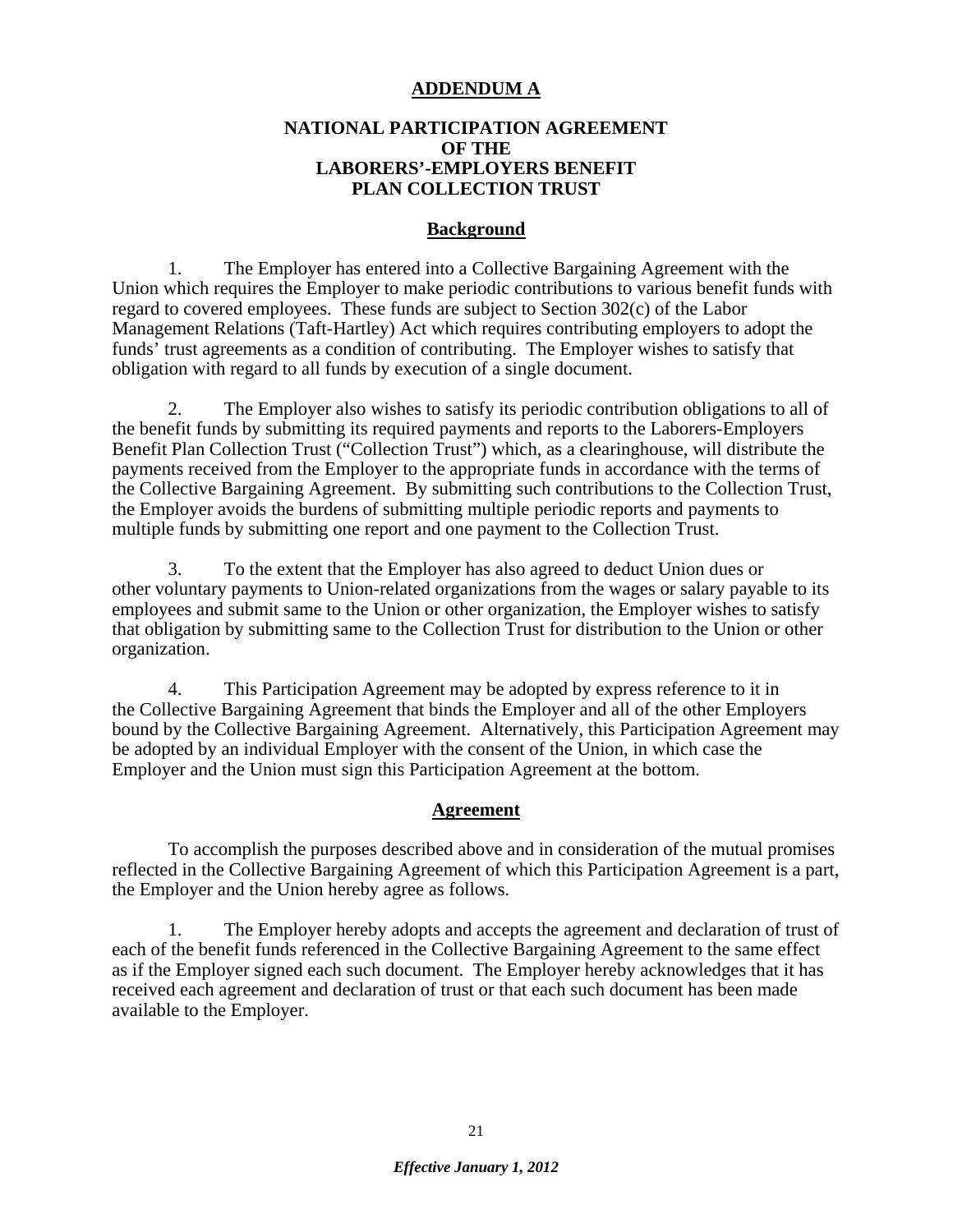# ADDENDUM A

## NATIONAL PARTICIPATION AGREEMENT OF THE LABORERS'-EMPLOYERS BENEFIT PLAN COLLECTION TRUST

### Background

1. The Employer has entered into a Collective Bargaining Agreement with the Union which requires the Employer to make periodic contributions to various benefit funds with regard to covered employees. These funds are subject to Section 302(c) of the Labor Management Relations (Taft-Hartley) Act which requires contributing employers to adopt the funds' trust agreements as a condition of contributing. The Employer wishes to satisfy that obligation with regard to all funds by execution of a single document.

2. The Employer also wishes to satisfy its periodic contribution obligations to all of the benefit funds by submitting its required payments and reports to the Laborers-Employers Benefit Plan Collection Trust ("Collection Trust") which, as a clearinghouse, will distribute the payments received from the Employer to the appropriate funds in accordance with the terms of the Collective Bargaining Agreement. By submitting such contributions to the Collection Trust, the Employer avoids the burdens of submitting multiple periodic reports and payments to multiple funds by submitting one report and one payment to the Collection Trust.

3. To the extent that the Employer has also agreed to deduct Union dues or other voluntary payments to Union-related organizations from the wages or salary payable to its employees and submit same to the Union or other organization, the Employer wishes to satisfy that obligation by submitting same to the Collection Trust for distribution to the Union or other organization.

4. This Participation Agreement may be adopted by express reference to it in the Collective Bargaining Agreement that binds the Employer and all of the other Employers bound by the Collective Bargaining Agreement. Alternatively, this Participation Agreement may be adopted by an individual Employer with the consent of the Union, in which case the Employer and the Union must sign this Participation Agreement at the bottom.

### Agreement

To accomplish the purposes described above and in consideration of the mutual promises reflected in the Collective Bargaining Agreement of which this Participation Agreement is a part, the Employer and the Union hereby agree as follows.

1. The Employer hereby adopts and accepts the agreement and declaration of trust of each of the benefit funds referenced in the Collective Bargaining Agreement to the same effect as if the Employer signed each such document. The Employer hereby acknowledges that it has received each agreement and declaration of trust or that each such document has been made available to the Employer.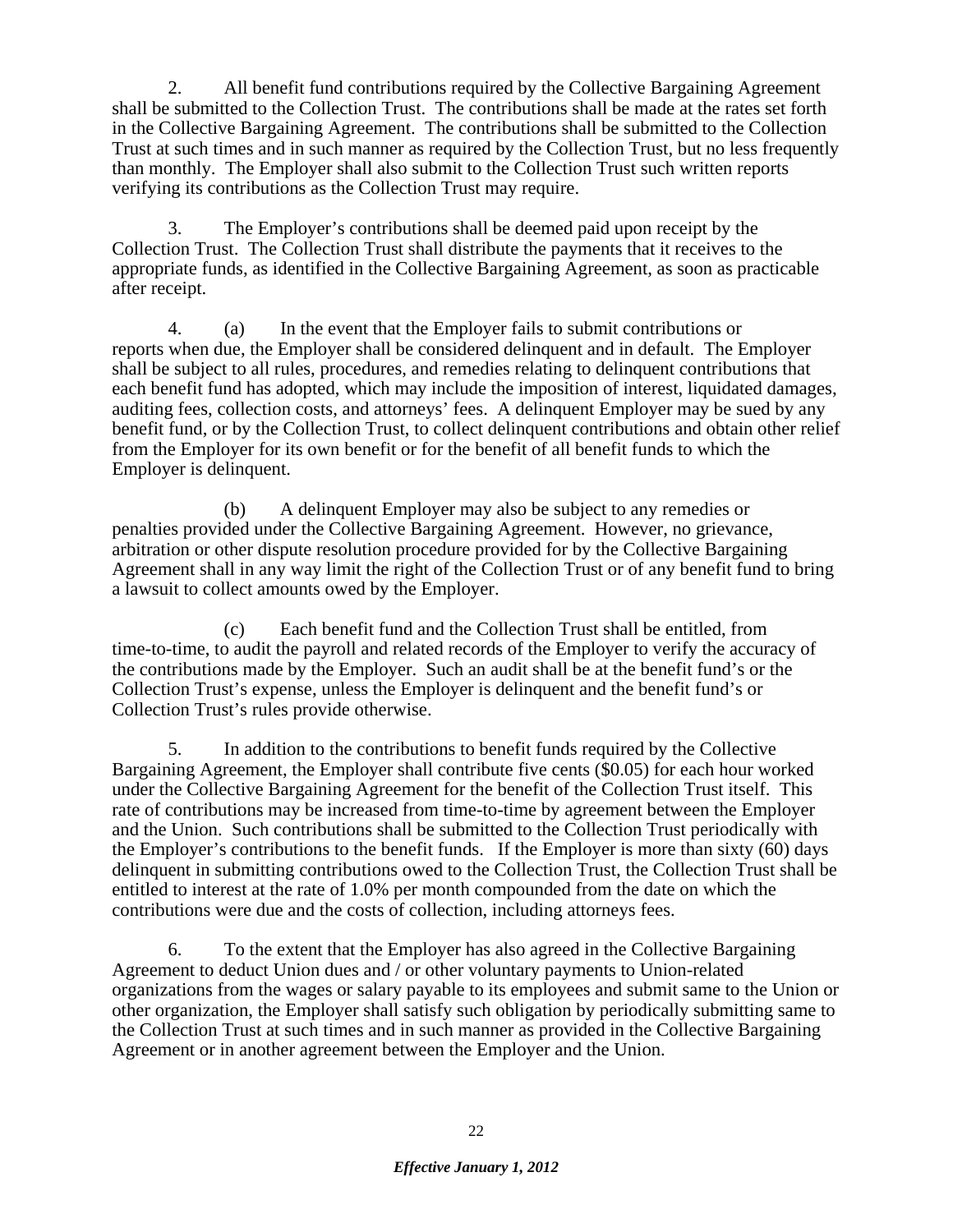2. All benefit fund contributions required by the Collective Bargaining Agreement shall be submitted to the Collection Trust. The contributions shall be made at the rates set forth in the Collective Bargaining Agreement. The contributions shall be submitted to the Collection Trust at such times and in such manner as required by the Collection Trust, but no less frequently than monthly. The Employer shall also submit to the Collection Trust such written reports verifying its contributions as the Collection Trust may require.

3. The Employer's contributions shall be deemed paid upon receipt by the Collection Trust. The Collection Trust shall distribute the payments that it receives to the appropriate funds, as identified in the Collective Bargaining Agreement, as soon as practicable after receipt.

4. (a) In the event that the Employer fails to submit contributions or reports when due, the Employer shall be considered delinquent and in default. The Employer shall be subject to all rules, procedures, and remedies relating to delinquent contributions that each benefit fund has adopted, which may include the imposition of interest, liquidated damages, auditing fees, collection costs, and attorneys' fees. A delinquent Employer may be sued by any benefit fund, or by the Collection Trust, to collect delinquent contributions and obtain other relief from the Employer for its own benefit or for the benefit of all benefit funds to which the Employer is delinquent.

(b) A delinquent Employer may also be subject to any remedies or penalties provided under the Collective Bargaining Agreement. However, no grievance, arbitration or other dispute resolution procedure provided for by the Collective Bargaining Agreement shall in any way limit the right of the Collection Trust or of any benefit fund to bring a lawsuit to collect amounts owed by the Employer.

(c) Each benefit fund and the Collection Trust shall be entitled, from time-to-time, to audit the payroll and related records of the Employer to verify the accuracy of the contributions made by the Employer. Such an audit shall be at the benefit fund's or the Collection Trust's expense, unless the Employer is delinquent and the benefit fund's or Collection Trust's rules provide otherwise.

5. In addition to the contributions to benefit funds required by the Collective Bargaining Agreement, the Employer shall contribute five cents ($0.05) for each hour worked under the Collective Bargaining Agreement for the benefit of the Collection Trust itself. This rate of contributions may be increased from time-to-time by agreement between the Employer and the Union. Such contributions shall be submitted to the Collection Trust periodically with the Employer's contributions to the benefit funds. If the Employer is more than sixty (60) days delinquent in submitting contributions owed to the Collection Trust, the Collection Trust shall be entitled to interest at the rate of 1.0% per month compounded from the date on which the contributions were due and the costs of collection, including attorneys fees.

6. To the extent that the Employer has also agreed in the Collective Bargaining Agreement to deduct Union dues and / or other voluntary payments to Union-related organizations from the wages or salary payable to its employees and submit same to the Union or other organization, the Employer shall satisfy such obligation by periodically submitting same to the Collection Trust at such times and in such manner as provided in the Collective Bargaining Agreement or in another agreement between the Employer and the Union.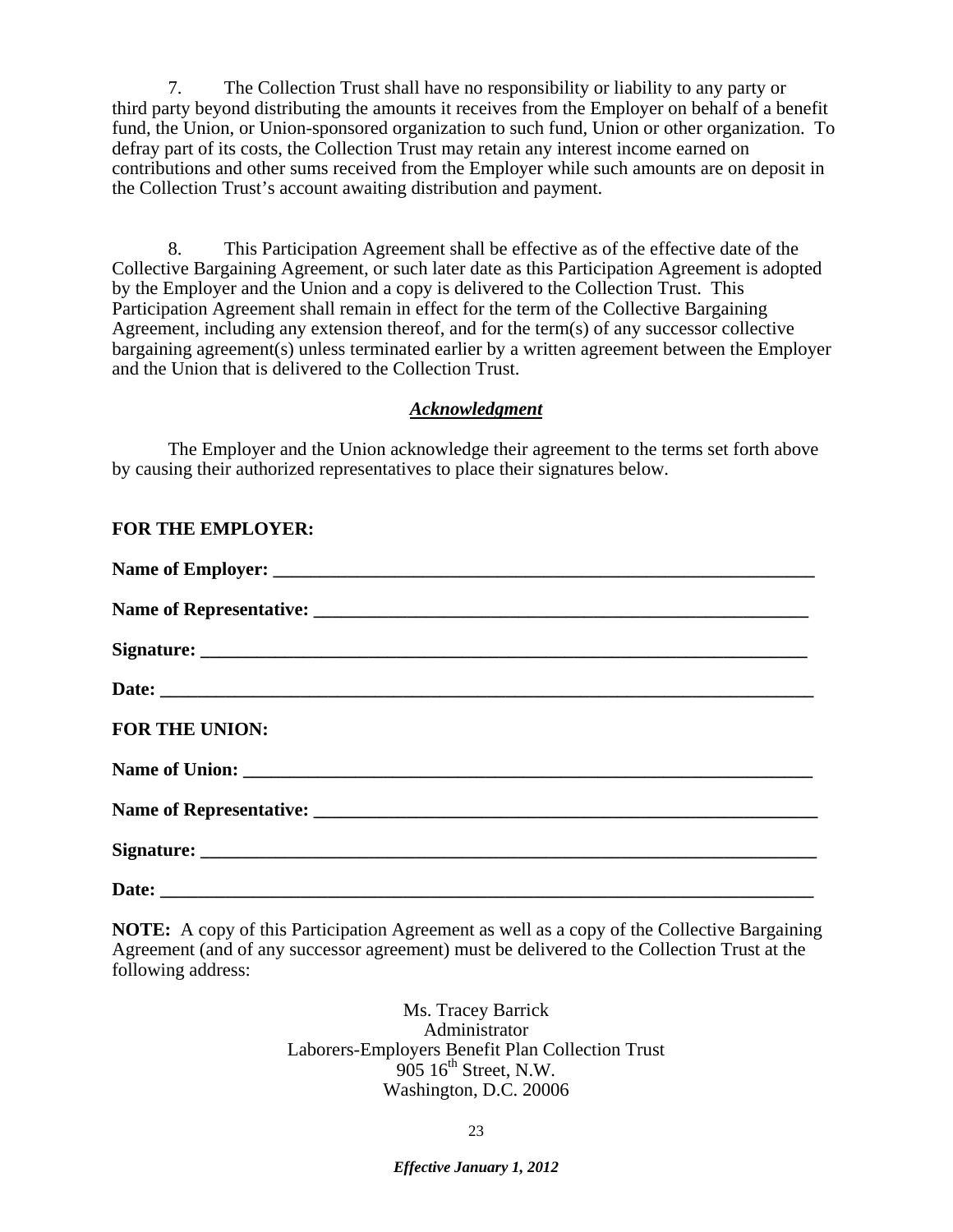7. The Collection Trust shall have no responsibility or liability to any party or third party beyond distributing the amounts it receives from the Employer on behalf of a benefit fund, the Union, or Union-sponsored organization to such fund, Union or other organization. To defray part of its costs, the Collection Trust may retain any interest income earned on contributions and other sums received from the Employer while such amounts are on deposit in the Collection Trust's account awaiting distribution and payment.

8. This Participation Agreement shall be effective as of the effective date of the Collective Bargaining Agreement, or such later date as this Participation Agreement is adopted by the Employer and the Union and a copy is delivered to the Collection Trust. This Participation Agreement shall remain in effect for the term of the Collective Bargaining Agreement, including any extension thereof, and for the term(s) of any successor collective bargaining agreement(s) unless terminated earlier by a written agreement between the Employer and the Union that is delivered to the Collection Trust.

***Acknowledgment***

The Employer and the Union acknowledge their agreement to the terms set forth above by causing their authorized representatives to place their signatures below.

**FOR THE EMPLOYER:**

**Name of Employer:** ____________________________________________

**Name of Representative:** ____________________________________________

**Signature:** ____________________________________________

**Date:** ____________________________________________

**FOR THE UNION:**

**Name of Union:** ____________________________________________

**Name of Representative:** ____________________________________________

**Signature:** ____________________________________________

**Date:** ____________________________________________

**NOTE:** A copy of this Participation Agreement as well as a copy of the Collective Bargaining Agreement (and of any successor agreement) must be delivered to the Collection Trust at the following address:

Ms. Tracey Barrick
Administrator
Laborers-Employers Benefit Plan Collection Trust
905 16th Street, N.W.
Washington, D.C. 20006

***Effective January 1, 2012***